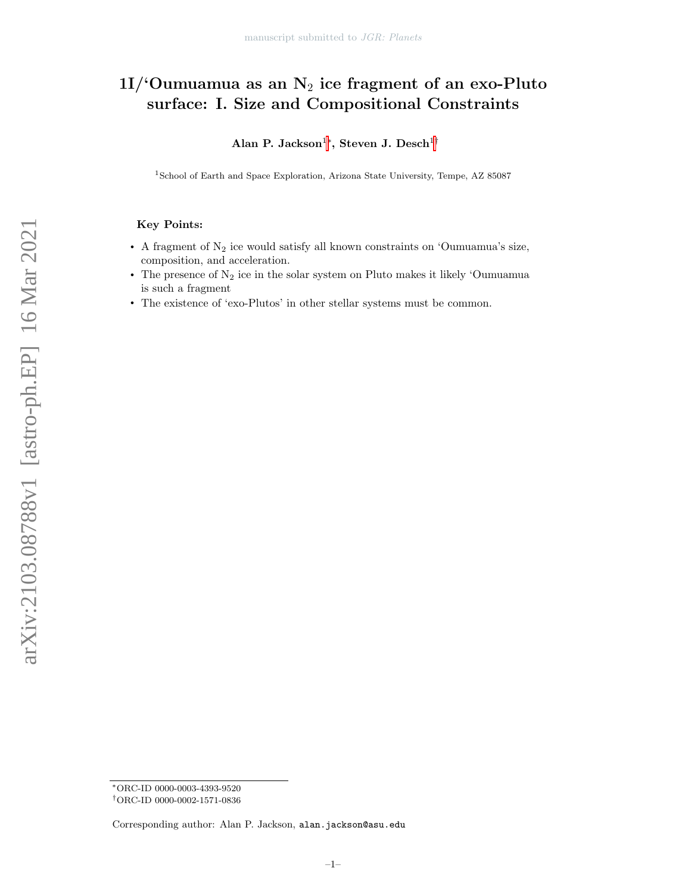# 1I/'Oumuamua as an $N_2$ ice fragment of an exo-Pluto surface: I. Size and Compositional Constraints

**Alan P. Jackson**[1*], **Steven J. Desch**[1†]

[1]School of Earth and Space Exploration, Arizona State University, Tempe, AZ 85087

**Key Points:**

- A fragment of $N_2$ ice would satisfy all known constraints on 'Oumuamua's size, composition, and acceleration.
- The presence of $N_2$ ice in the solar system on Pluto makes it likely 'Oumuamua is such a fragment
- The existence of 'exo-Plutos' in other stellar systems must be common.

---

[*]ORC-ID 0000-0003-4393-9520

[†]ORC-ID 0000-0002-1571-0836

Corresponding author: Alan P. Jackson, alan.jackson@asu.edu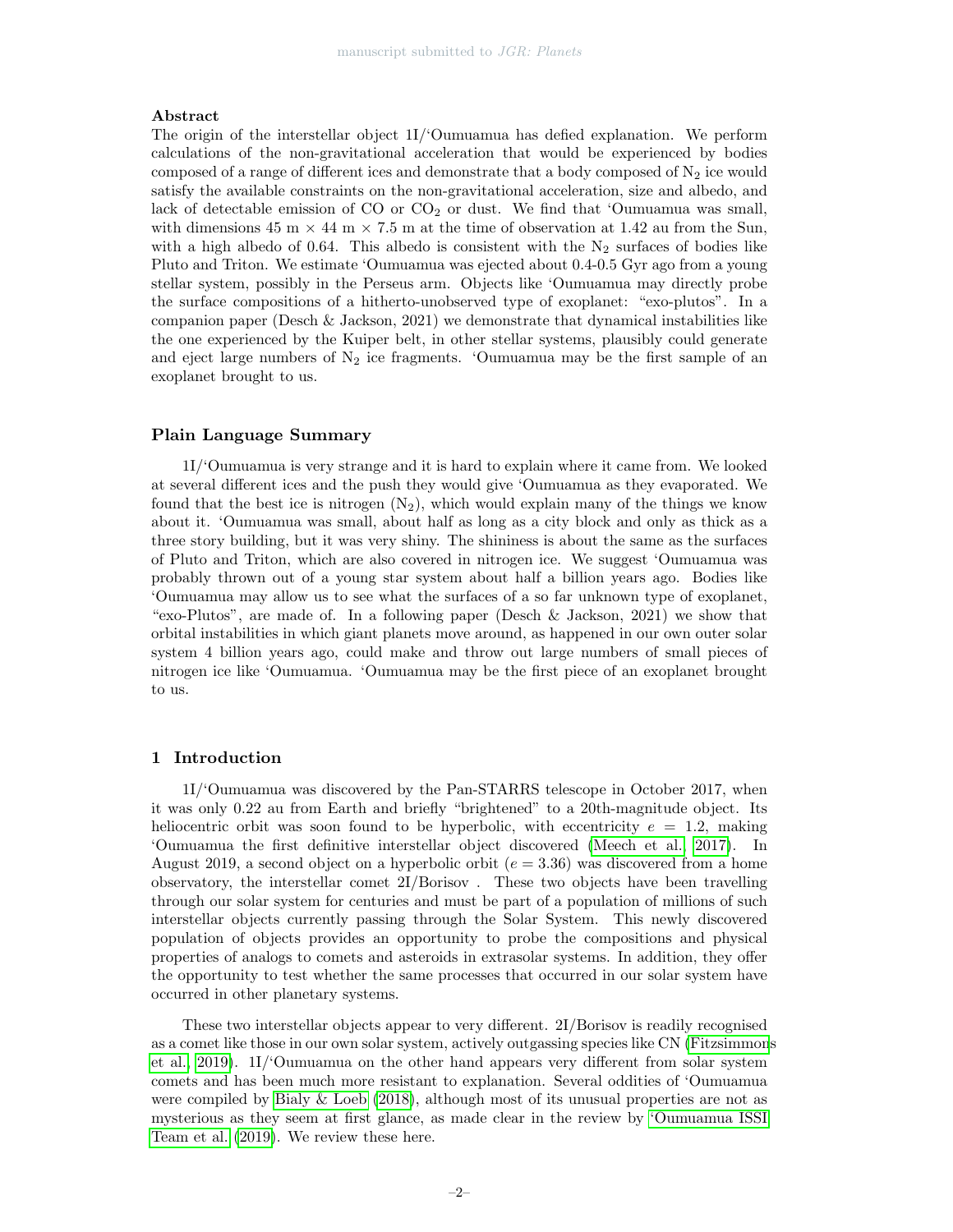## Abstract

The origin of the interstellar object 1I/'Oumuamua has defied explanation. We perform calculations of the non-gravitational acceleration that would be experienced by bodies composed of a range of different ices and demonstrate that a body composed of $N_2$ ice would satisfy the available constraints on the non-gravitational acceleration, size and albedo, and lack of detectable emission of CO or $CO_2$ or dust. We find that 'Oumuamua was small, with dimensions 45 m × 44 m × 7.5 m at the time of observation at 1.42 au from the Sun, with a high albedo of 0.64. This albedo is consistent with the $N_2$ surfaces of bodies like Pluto and Triton. We estimate 'Oumuamua was ejected about 0.4-0.5 Gyr ago from a young stellar system, possibly in the Perseus arm. Objects like 'Oumuamua may directly probe the surface compositions of a hitherto-unobserved type of exoplanet: "exo-plutos". In a companion paper (Desch & Jackson, 2021) we demonstrate that dynamical instabilities like the one experienced by the Kuiper belt, in other stellar systems, plausibly could generate and eject large numbers of $N_2$ ice fragments. 'Oumuamua may be the first sample of an exoplanet brought to us.

## Plain Language Summary

1I/'Oumuamua is very strange and it is hard to explain where it came from. We looked at several different ices and the push they would give 'Oumuamua as they evaporated. We found that the best ice is nitrogen ($N_2$), which would explain many of the things we know about it. 'Oumuamua was small, about half as long as a city block and only as thick as a three story building, but it was very shiny. The shininess is about the same as the surfaces of Pluto and Triton, which are also covered in nitrogen ice. We suggest 'Oumuamua was probably thrown out of a young star system about half a billion years ago. Bodies like 'Oumuamua may allow us to see what the surfaces of a so far unknown type of exoplanet, "exo-Plutos", are made of. In a following paper (Desch & Jackson, 2021) we show that orbital instabilities in which giant planets move around, as happened in our own outer solar system 4 billion years ago, could make and throw out large numbers of small pieces of nitrogen ice like 'Oumuamua. 'Oumuamua may be the first piece of an exoplanet brought to us.

## 1 Introduction

1I/'Oumuamua was discovered by the Pan-STARRS telescope in October 2017, when it was only 0.22 au from Earth and briefly "brightened" to a 20th-magnitude object. Its heliocentric orbit was soon found to be hyperbolic, with eccentricity $e = 1.2$, making 'Oumuamua the first definitive interstellar object discovered (Meech et al., 2017). In August 2019, a second object on a hyperbolic orbit ($e = 3.36$) was discovered from a home observatory, the interstellar comet 2I/Borisov . These two objects have been travelling through our solar system for centuries and must be part of a population of millions of such interstellar objects currently passing through the Solar System. This newly discovered population of objects provides an opportunity to probe the compositions and physical properties of analogs to comets and asteroids in extrasolar systems. In addition, they offer the opportunity to test whether the same processes that occurred in our solar system have occurred in other planetary systems.

These two interstellar objects appear to very different. 2I/Borisov is readily recognised as a comet like those in our own solar system, actively outgassing species like CN (Fitzsimmons et al., 2019). 1I/'Oumuamua on the other hand appears very different from solar system comets and has been much more resistant to explanation. Several oddities of 'Oumuamua were compiled by Bialy & Loeb (2018), although most of its unusual properties are not as mysterious as they seem at first glance, as made clear in the review by 'Oumuamua ISSI Team et al. (2019). We review these here.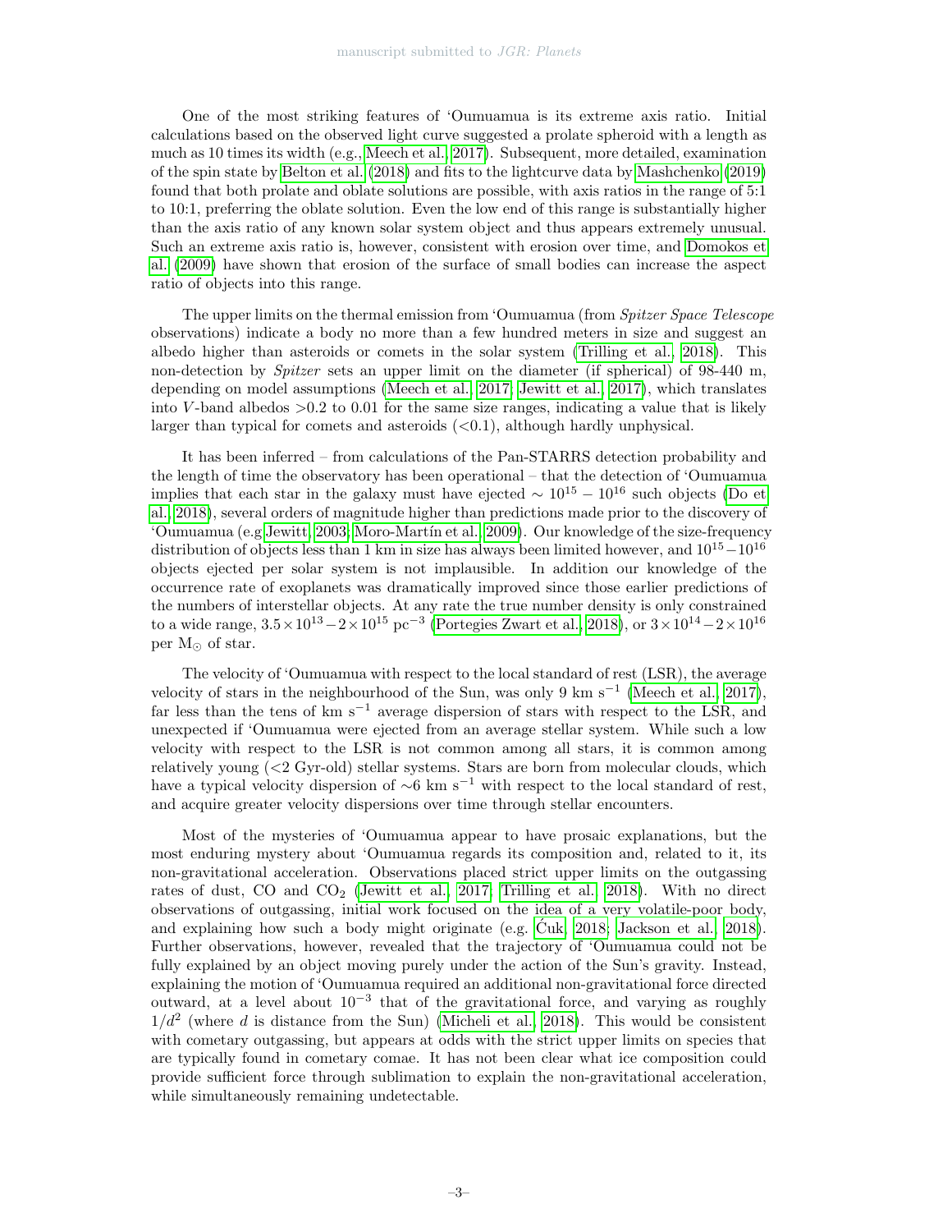One of the most striking features of ‘Oumuamua is its extreme axis ratio. Initial calculations based on the observed light curve suggested a prolate spheroid with a length as much as 10 times its width (e.g., Meech et al., 2017). Subsequent, more detailed, examination of the spin state by Belton et al. (2018) and fits to the lightcurve data by Mashchenko (2019) found that both prolate and oblate solutions are possible, with axis ratios in the range of 5:1 to 10:1, preferring the oblate solution. Even the low end of this range is substantially higher than the axis ratio of any known solar system object and thus appears extremely unusual. Such an extreme axis ratio is, however, consistent with erosion over time, and Domokos et al. (2009) have shown that erosion of the surface of small bodies can increase the aspect ratio of objects into this range.

The upper limits on the thermal emission from ‘Oumuamua (from *Spitzer Space Telescope* observations) indicate a body no more than a few hundred meters in size and suggest an albedo higher than asteroids or comets in the solar system (Trilling et al., 2018). This non-detection by *Spitzer* sets an upper limit on the diameter (if spherical) of 98-440 m, depending on model assumptions (Meech et al., 2017; Jewitt et al., 2017), which translates into $V$-band albedos >0.2 to 0.01 for the same size ranges, indicating a value that is likely larger than typical for comets and asteroids (<0.1), although hardly unphysical.

It has been inferred – from calculations of the Pan-STARRS detection probability and the length of time the observatory has been operational – that the detection of ‘Oumuamua implies that each star in the galaxy must have ejected $\sim 10^{15} - 10^{16}$ such objects (Do et al., 2018), several orders of magnitude higher than predictions made prior to the discovery of ‘Oumuamua (e.g Jewitt, 2003; Moro-Martín et al., 2009). Our knowledge of the size-frequency distribution of objects less than 1 km in size has always been limited however, and $10^{15} - 10^{16}$ objects ejected per solar system is not implausible. In addition our knowledge of the occurrence rate of exoplanets was dramatically improved since those earlier predictions of the numbers of interstellar objects. At any rate the true number density is only constrained to a wide range, $3.5 \times 10^{13} - 2 \times 10^{15}$ pc$^{-3}$ (Portegies Zwart et al., 2018), or $3 \times 10^{14} - 2 \times 10^{16}$ per $M_\odot$ of star.

The velocity of ‘Oumuamua with respect to the local standard of rest (LSR), the average velocity of stars in the neighbourhood of the Sun, was only 9 km s$^{-1}$ (Meech et al., 2017), far less than the tens of km s$^{-1}$ average dispersion of stars with respect to the LSR, and unexpected if ‘Oumuamua were ejected from an average stellar system. While such a low velocity with respect to the LSR is not common among all stars, it is common among relatively young (<2 Gyr-old) stellar systems. Stars are born from molecular clouds, which have a typical velocity dispersion of ∼6 km s$^{-1}$ with respect to the local standard of rest, and acquire greater velocity dispersions over time through stellar encounters.

Most of the mysteries of ‘Oumuamua appear to have prosaic explanations, but the most enduring mystery about ‘Oumuamua regards its composition and, related to it, its non-gravitational acceleration. Observations placed strict upper limits on the outgassing rates of dust, CO and $CO_2$ (Jewitt et al., 2017; Trilling et al., 2018). With no direct observations of outgassing, initial work focused on the idea of a very volatile-poor body, and explaining how such a body might originate (e.g. Ćuk, 2018; Jackson et al., 2018). Further observations, however, revealed that the trajectory of ‘Oumuamua could not be fully explained by an object moving purely under the action of the Sun's gravity. Instead, explaining the motion of ‘Oumuamua required an additional non-gravitational force directed outward, at a level about $10^{-3}$ that of the gravitational force, and varying as roughly $1/d^2$ (where $d$ is distance from the Sun) (Micheli et al., 2018). This would be consistent with cometary outgassing, but appears at odds with the strict upper limits on species that are typically found in cometary comae. It has not been clear what ice composition could provide sufficient force through sublimation to explain the non-gravitational acceleration, while simultaneously remaining undetectable.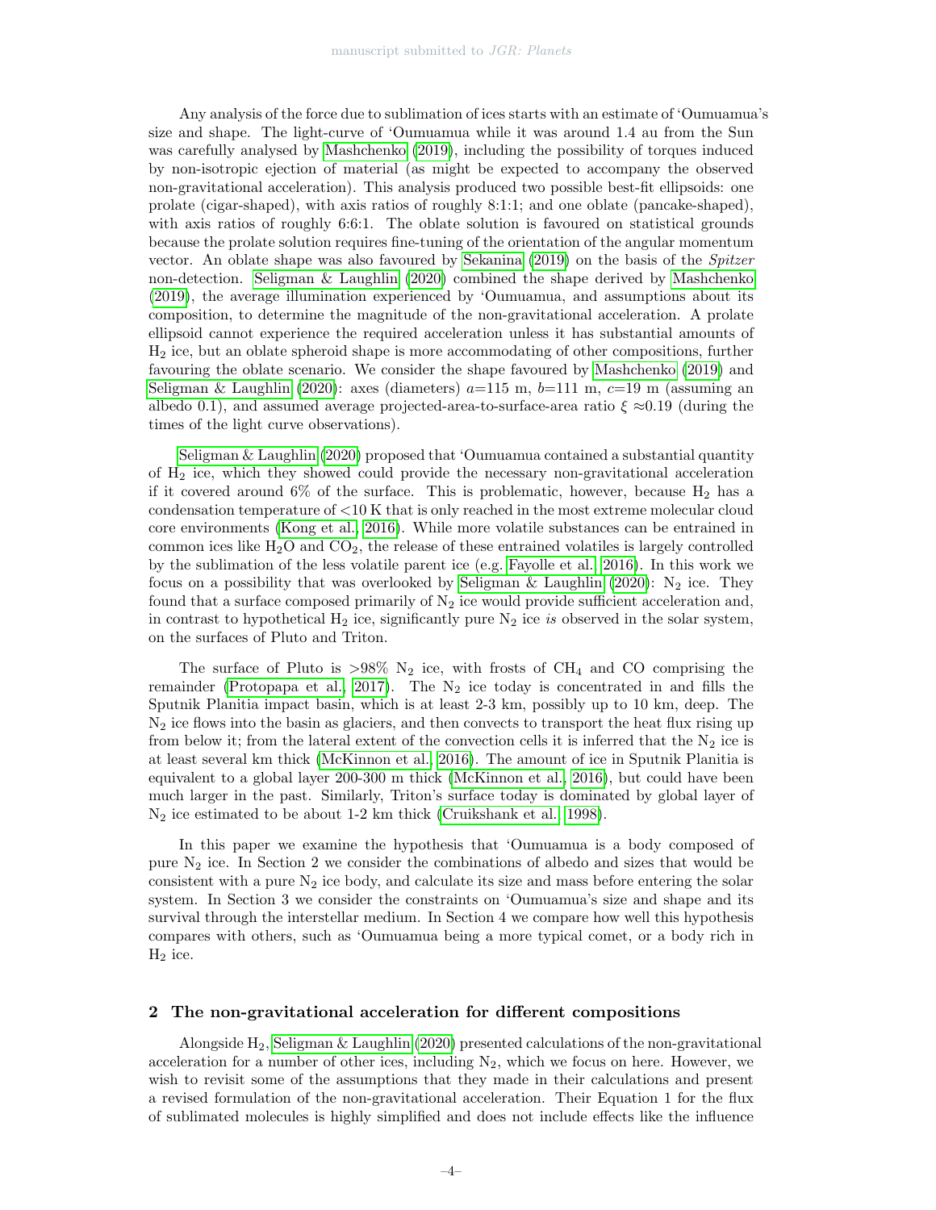Any analysis of the force due to sublimation of ices starts with an estimate of 'Oumuamua's size and shape. The light-curve of 'Oumuamua while it was around 1.4 au from the Sun was carefully analysed by Mashchenko (2019), including the possibility of torques induced by non-isotropic ejection of material (as might be expected to accompany the observed non-gravitational acceleration). This analysis produced two possible best-fit ellipsoids: one prolate (cigar-shaped), with axis ratios of roughly 8:1:1; and one oblate (pancake-shaped), with axis ratios of roughly 6:6:1. The oblate solution is favoured on statistical grounds because the prolate solution requires fine-tuning of the orientation of the angular momentum vector. An oblate shape was also favoured by Sekanina (2019) on the basis of the *Spitzer* non-detection. Seligman & Laughlin (2020) combined the shape derived by Mashchenko (2019), the average illumination experienced by 'Oumuamua, and assumptions about its composition, to determine the magnitude of the non-gravitational acceleration. A prolate ellipsoid cannot experience the required acceleration unless it has substantial amounts of $H_2$ ice, but an oblate spheroid shape is more accommodating of other compositions, further favouring the oblate scenario. We consider the shape favoured by Mashchenko (2019) and Seligman & Laughlin (2020): axes (diameters) $a$=115 m, $b$=111 m, $c$=19 m (assuming an albedo 0.1), and assumed average projected-area-to-surface-area ratio $\xi \approx$0.19 (during the times of the light curve observations).

Seligman & Laughlin (2020) proposed that 'Oumuamua contained a substantial quantity of $H_2$ ice, which they showed could provide the necessary non-gravitational acceleration if it covered around 6% of the surface. This is problematic, however, because $H_2$ has a condensation temperature of <10 K that is only reached in the most extreme molecular cloud core environments (Kong et al., 2016). While more volatile substances can be entrained in common ices like $H_2O$ and $CO_2$, the release of these entrained volatiles is largely controlled by the sublimation of the less volatile parent ice (e.g. Fayolle et al., 2016). In this work we focus on a possibility that was overlooked by Seligman & Laughlin (2020): $N_2$ ice. They found that a surface composed primarily of $N_2$ ice would provide sufficient acceleration and, in contrast to hypothetical $H_2$ ice, significantly pure $N_2$ ice *is* observed in the solar system, on the surfaces of Pluto and Triton.

The surface of Pluto is >98% $N_2$ ice, with frosts of $CH_4$ and CO comprising the remainder (Protopapa et al., 2017). The $N_2$ ice today is concentrated in and fills the Sputnik Planitia impact basin, which is at least 2-3 km, possibly up to 10 km, deep. The $N_2$ ice flows into the basin as glaciers, and then convects to transport the heat flux rising up from below it; from the lateral extent of the convection cells it is inferred that the $N_2$ ice is at least several km thick (McKinnon et al., 2016). The amount of ice in Sputnik Planitia is equivalent to a global layer 200-300 m thick (McKinnon et al., 2016), but could have been much larger in the past. Similarly, Triton's surface today is dominated by global layer of $N_2$ ice estimated to be about 1-2 km thick (Cruikshank et al., 1998).

In this paper we examine the hypothesis that 'Oumuamua is a body composed of pure $N_2$ ice. In Section 2 we consider the combinations of albedo and sizes that would be consistent with a pure $N_2$ ice body, and calculate its size and mass before entering the solar system. In Section 3 we consider the constraints on 'Oumuamua's size and shape and its survival through the interstellar medium. In Section 4 we compare how well this hypothesis compares with others, such as 'Oumuamua being a more typical comet, or a body rich in $H_2$ ice.

## 2 The non-gravitational acceleration for different compositions

Alongside $H_2$, Seligman & Laughlin (2020) presented calculations of the non-gravitational acceleration for a number of other ices, including $N_2$, which we focus on here. However, we wish to revisit some of the assumptions that they made in their calculations and present a revised formulation of the non-gravitational acceleration. Their Equation 1 for the flux of sublimated molecules is highly simplified and does not include effects like the influence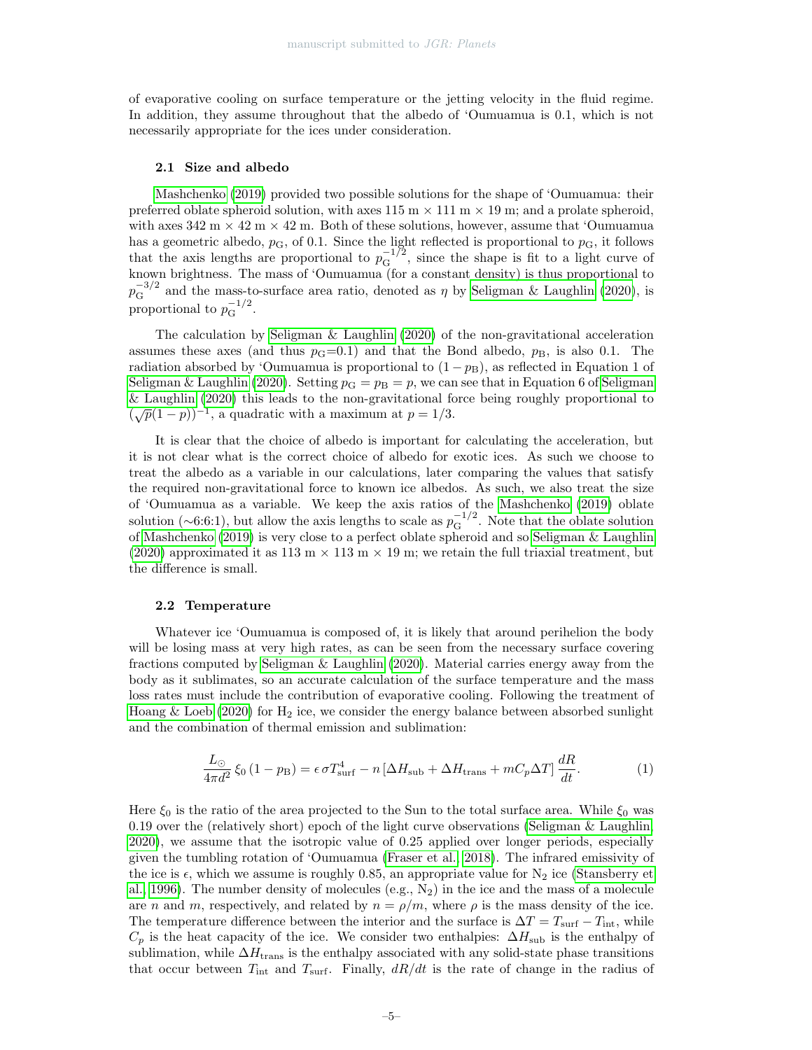of evaporative cooling on surface temperature or the jetting velocity in the fluid regime. In addition, they assume throughout that the albedo of 'Oumuamua is 0.1, which is not necessarily appropriate for the ices under consideration.

### 2.1 Size and albedo

Mashchenko (2019) provided two possible solutions for the shape of 'Oumuamua: their preferred oblate spheroid solution, with axes 115 m × 111 m × 19 m; and a prolate spheroid, with axes 342 m × 42 m × 42 m. Both of these solutions, however, assume that 'Oumuamua has a geometric albedo, $p_{\mathrm{G}}$, of 0.1. Since the light reflected is proportional to $p_{\mathrm{G}}$, it follows that the axis lengths are proportional to ${p_{\mathrm{G}}}^{-1/2}$, since the shape is fit to a light curve of known brightness. The mass of 'Oumuamua (for a constant density) is thus proportional to ${p_{\mathrm{G}}}^{-3/2}$ and the mass-to-surface area ratio, denoted as $\eta$ by Seligman & Laughlin (2020), is proportional to ${p_{\mathrm{G}}}^{-1/2}$.

The calculation by Seligman & Laughlin (2020) of the non-gravitational acceleration assumes these axes (and thus $p_{\mathrm{G}}$=0.1) and that the Bond albedo, $p_{\mathrm{B}}$, is also 0.1. The radiation absorbed by 'Oumuamua is proportional to $(1-p_{\mathrm{B}})$, as reflected in Equation 1 of Seligman & Laughlin (2020). Setting $p_{\mathrm{G}} = p_{\mathrm{B}} = p$, we can see that in Equation 6 of Seligman & Laughlin (2020) this leads to the non-gravitational force being roughly proportional to $(\sqrt{p}(1-p))^{-1}$, a quadratic with a maximum at $p = 1/3$.

It is clear that the choice of albedo is important for calculating the acceleration, but it is not clear what is the correct choice of albedo for exotic ices. As such we choose to treat the albedo as a variable in our calculations, later comparing the values that satisfy the required non-gravitational force to known ice albedos. As such, we also treat the size of 'Oumuamua as a variable. We keep the axis ratios of the Mashchenko (2019) oblate solution (∼6:6:1), but allow the axis lengths to scale as ${p_{\mathrm{G}}}^{-1/2}$. Note that the oblate solution of Mashchenko (2019) is very close to a perfect oblate spheroid and so Seligman & Laughlin (2020) approximated it as 113 m × 113 m × 19 m; we retain the full triaxial treatment, but the difference is small.

### 2.2 Temperature

Whatever ice 'Oumuamua is composed of, it is likely that around perihelion the body will be losing mass at very high rates, as can be seen from the necessary surface covering fractions computed by Seligman & Laughlin (2020). Material carries energy away from the body as it sublimates, so an accurate calculation of the surface temperature and the mass loss rates must include the contribution of evaporative cooling. Following the treatment of Hoang & Loeb (2020) for $H_2$ ice, we consider the energy balance between absorbed sunlight and the combination of thermal emission and sublimation:

$$\frac{L_{\odot}}{4\pi d^2}\,\xi_0\,(1-p_{\mathrm{B}}) = \epsilon\,\sigma T_{\mathrm{surf}}^4 - n\left[\Delta H_{\mathrm{sub}} + \Delta H_{\mathrm{trans}} + mC_p\Delta T\right]\frac{dR}{dt}. \tag{1}$$

Here $\xi_0$ is the ratio of the area projected to the Sun to the total surface area. While $\xi_0$ was 0.19 over the (relatively short) epoch of the light curve observations (Seligman & Laughlin, 2020), we assume that the isotropic value of 0.25 applied over longer periods, especially given the tumbling rotation of 'Oumuamua (Fraser et al., 2018). The infrared emissivity of the ice is $\epsilon$, which we assume is roughly 0.85, an appropriate value for $N_2$ ice (Stansberry et al., 1996). The number density of molecules (e.g., $N_2$) in the ice and the mass of a molecule are $n$ and $m$, respectively, and related by $n = \rho/m$, where $\rho$ is the mass density of the ice. The temperature difference between the interior and the surface is $\Delta T = T_{\mathrm{surf}} - T_{\mathrm{int}}$, while $C_p$ is the heat capacity of the ice. We consider two enthalpies: $\Delta H_{\mathrm{sub}}$ is the enthalpy of sublimation, while $\Delta H_{\mathrm{trans}}$ is the enthalpy associated with any solid-state phase transitions that occur between $T_{\mathrm{int}}$ and $T_{\mathrm{surf}}$. Finally, $dR/dt$ is the rate of change in the radius of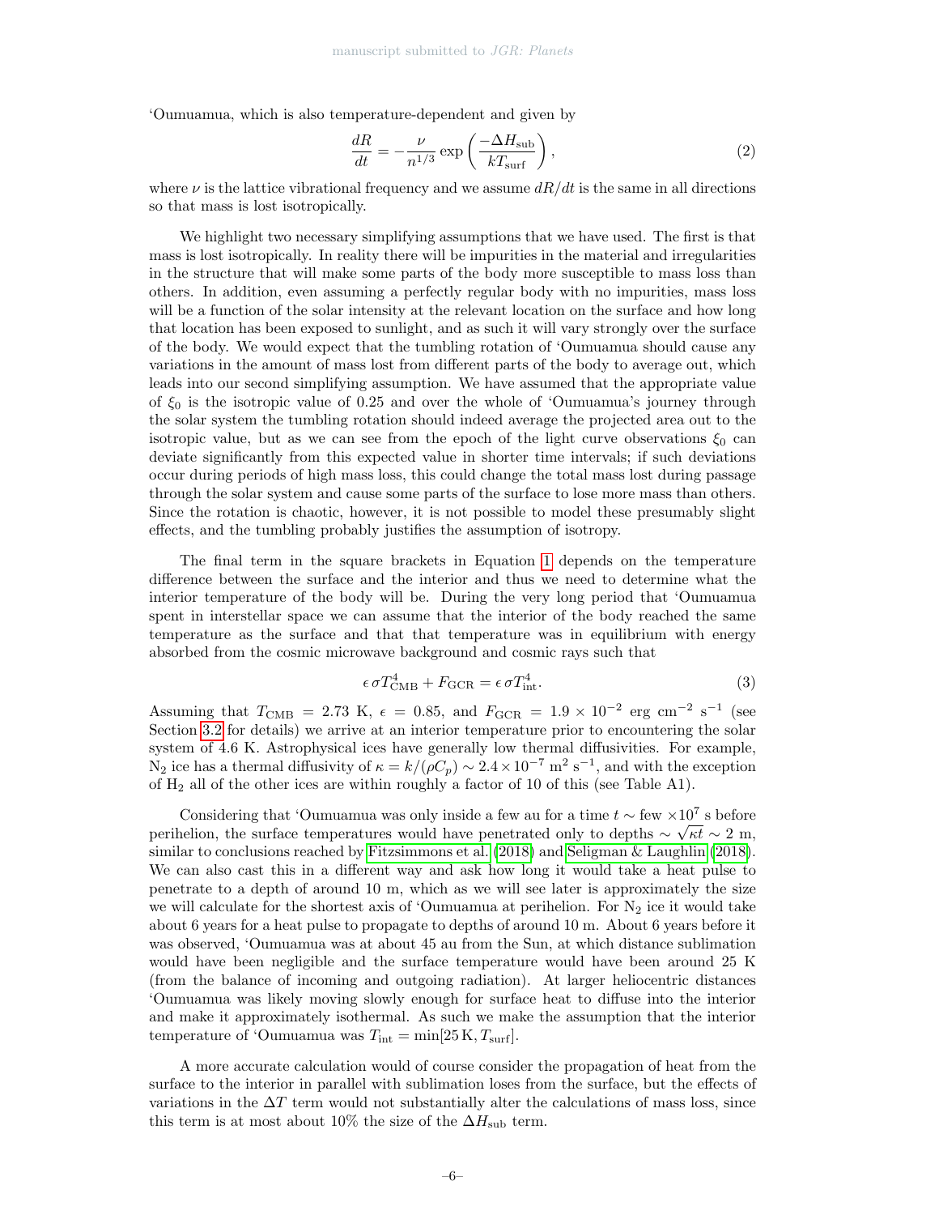'Oumuamua, which is also temperature-dependent and given by

$$\frac{dR}{dt} = -\frac{\nu}{n^{1/3}} \exp\left(\frac{-\Delta H_{\rm sub}}{kT_{\rm surf}}\right), \tag{2}$$

where $\nu$ is the lattice vibrational frequency and we assume $dR/dt$ is the same in all directions so that mass is lost isotropically.

We highlight two necessary simplifying assumptions that we have used. The first is that mass is lost isotropically. In reality there will be impurities in the material and irregularities in the structure that will make some parts of the body more susceptible to mass loss than others. In addition, even assuming a perfectly regular body with no impurities, mass loss will be a function of the solar intensity at the relevant location on the surface and how long that location has been exposed to sunlight, and as such it will vary strongly over the surface of the body. We would expect that the tumbling rotation of 'Oumuamua should cause any variations in the amount of mass lost from different parts of the body to average out, which leads into our second simplifying assumption. We have assumed that the appropriate value of $\xi_0$ is the isotropic value of 0.25 and over the whole of 'Oumuamua's journey through the solar system the tumbling rotation should indeed average the projected area out to the isotropic value, but as we can see from the epoch of the light curve observations $\xi_0$ can deviate significantly from this expected value in shorter time intervals; if such deviations occur during periods of high mass loss, this could change the total mass lost during passage through the solar system and cause some parts of the surface to lose more mass than others. Since the rotation is chaotic, however, it is not possible to model these presumably slight effects, and the tumbling probably justifies the assumption of isotropy.

The final term in the square brackets in Equation 1 depends on the temperature difference between the surface and the interior and thus we need to determine what the interior temperature of the body will be. During the very long period that 'Oumuamua spent in interstellar space we can assume that the interior of the body reached the same temperature as the surface and that that temperature was in equilibrium with energy absorbed from the cosmic microwave background and cosmic rays such that

$$\epsilon\,\sigma T_{\rm CMB}^4 + F_{\rm GCR} = \epsilon\,\sigma T_{\rm int}^4. \tag{3}$$

Assuming that $T_{\rm CMB} = 2.73$ K, $\epsilon = 0.85$, and $F_{\rm GCR} = 1.9 \times 10^{-2}$ erg cm$^{-2}$ s$^{-1}$ (see Section 3.2 for details) we arrive at an interior temperature prior to encountering the solar system of 4.6 K. Astrophysical ices have generally low thermal diffusivities. For example, $N_2$ ice has a thermal diffusivity of $\kappa = k/(\rho C_p) \sim 2.4 \times 10^{-7}$ m$^2$ s$^{-1}$, and with the exception of $H_2$ all of the other ices are within roughly a factor of 10 of this (see Table A1).

Considering that 'Oumuamua was only inside a few au for a time $t \sim$ few $\times 10^7$ s before perihelion, the surface temperatures would have penetrated only to depths $\sim \sqrt{\kappa t} \sim 2$ m, similar to conclusions reached by Fitzsimmons et al. (2018) and Seligman & Laughlin (2018). We can also cast this in a different way and ask how long it would take a heat pulse to penetrate to a depth of around 10 m, which as we will see later is approximately the size we will calculate for the shortest axis of 'Oumuamua at perihelion. For $N_2$ ice it would take about 6 years for a heat pulse to propagate to depths of around 10 m. About 6 years before it was observed, 'Oumuamua was at about 45 au from the Sun, at which distance sublimation would have been negligible and the surface temperature would have been around 25 K (from the balance of incoming and outgoing radiation). At larger heliocentric distances 'Oumuamua was likely moving slowly enough for surface heat to diffuse into the interior and make it approximately isothermal. As such we make the assumption that the interior temperature of 'Oumuamua was $T_{\rm int} = \min[25\,{\rm K}, T_{\rm surf}]$.

A more accurate calculation would of course consider the propagation of heat from the surface to the interior in parallel with sublimation loses from the surface, but the effects of variations in the $\Delta T$ term would not substantially alter the calculations of mass loss, since this term is at most about 10% the size of the $\Delta H_{\rm sub}$ term.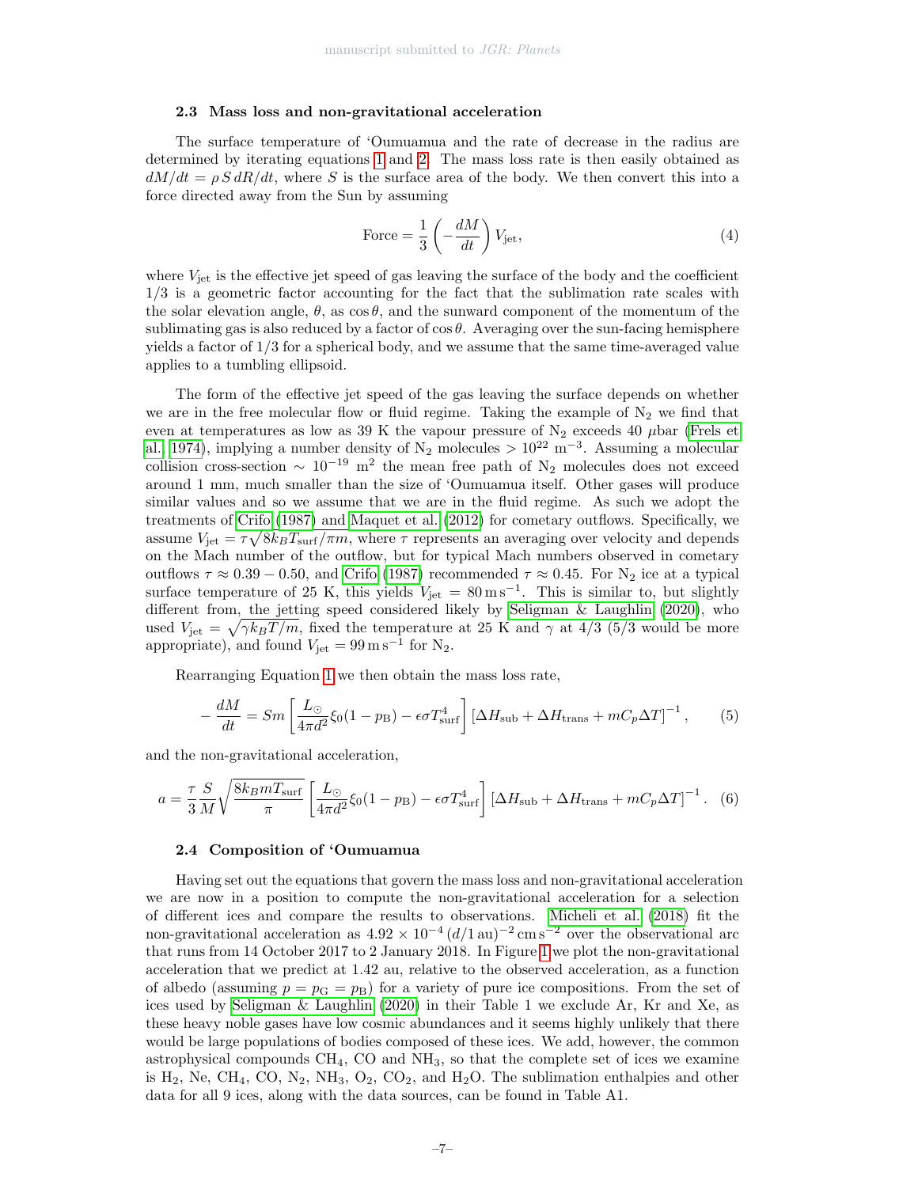### 2.3 Mass loss and non-gravitational acceleration

The surface temperature of ‘Oumuamua and the rate of decrease in the radius are determined by iterating equations 1 and 2. The mass loss rate is then easily obtained as $dM/dt = \rho\, S\, dR/dt$, where $S$ is the surface area of the body. We then convert this into a force directed away from the Sun by assuming

$$\text{Force} = \frac{1}{3}\left(-\frac{dM}{dt}\right)V_{\text{jet}}, \tag{4}$$

where $V_{\text{jet}}$ is the effective jet speed of gas leaving the surface of the body and the coefficient 1/3 is a geometric factor accounting for the fact that the sublimation rate scales with the solar elevation angle, $\theta$, as $\cos\theta$, and the sunward component of the momentum of the sublimating gas is also reduced by a factor of $\cos\theta$. Averaging over the sun-facing hemisphere yields a factor of 1/3 for a spherical body, and we assume that the same time-averaged value applies to a tumbling ellipsoid.

The form of the effective jet speed of the gas leaving the surface depends on whether we are in the free molecular flow or fluid regime. Taking the example of $N_2$ we find that even at temperatures as low as 39 K the vapour pressure of $N_2$ exceeds 40 $\mu$bar (Frels et al. 1974), implying a number density of $N_2$ molecules $> 10^{22}$ m$^{-3}$. Assuming a molecular collision cross-section $\sim 10^{-19}$ m$^2$ the mean free path of $N_2$ molecules does not exceed around 1 mm, much smaller than the size of ‘Oumuamua itself. Other gases will produce similar values and so we assume that we are in the fluid regime. As such we adopt the treatments of Crifo (1987) and Maquet et al. (2012) for cometary outflows. Specifically, we assume $V_{\text{jet}} = \tau\sqrt{8k_BT_{\text{surf}}/\pi m}$, where $\tau$ represents an averaging over velocity and depends on the Mach number of the outflow, but for typical Mach numbers observed in cometary outflows $\tau \approx 0.39 - 0.50$, and Crifo (1987) recommended $\tau \approx 0.45$. For $N_2$ ice at a typical surface temperature of 25 K, this yields $V_{\text{jet}} = 80\,\text{m}\,\text{s}^{-1}$. This is similar to, but slightly different from, the jetting speed considered likely by Seligman & Laughlin (2020), who used $V_{\text{jet}} = \sqrt{\gamma k_B T/m}$, fixed the temperature at 25 K and $\gamma$ at 4/3 (5/3 would be more appropriate), and found $V_{\text{jet}} = 99\,\text{m}\,\text{s}^{-1}$ for $N_2$.

Rearranging Equation 1 we then obtain the mass loss rate,

$$-\frac{dM}{dt} = Sm\left[\frac{L_\odot}{4\pi d^2}\xi_0(1-p_{\text{B}}) - \epsilon\sigma T_{\text{surf}}^4\right]\left[\Delta H_{\text{sub}} + \Delta H_{\text{trans}} + mC_p\Delta T\right]^{-1}, \tag{5}$$

and the non-gravitational acceleration,

$$a = \frac{\tau}{3}\frac{S}{M}\sqrt{\frac{8k_BmT_{\text{surf}}}{\pi}}\left[\frac{L_\odot}{4\pi d^2}\xi_0(1-p_{\text{B}}) - \epsilon\sigma T_{\text{surf}}^4\right]\left[\Delta H_{\text{sub}} + \Delta H_{\text{trans}} + mC_p\Delta T\right]^{-1}. \tag{6}$$

### 2.4 Composition of ‘Oumuamua

Having set out the equations that govern the mass loss and non-gravitational acceleration we are now in a position to compute the non-gravitational acceleration for a selection of different ices and compare the results to observations. Micheli et al. (2018) fit the non-gravitational acceleration as $4.92 \times 10^{-4}\,(d/1\,\text{au})^{-2}\,\text{cm}\,\text{s}^{-2}$ over the observational arc that runs from 14 October 2017 to 2 January 2018. In Figure 1 we plot the non-gravitational acceleration that we predict at 1.42 au, relative to the observed acceleration, as a function of albedo (assuming $p = p_{\text{G}} = p_{\text{B}}$) for a variety of pure ice compositions. From the set of ices used by Seligman & Laughlin (2020) in their Table 1 we exclude Ar, Kr and Xe, as these heavy noble gases have low cosmic abundances and it seems highly unlikely that there would be large populations of bodies composed of these ices. We add, however, the common astrophysical compounds $CH_4$, CO and $NH_3$, so that the complete set of ices we examine is $H_2$, Ne, $CH_4$, CO, $N_2$, $NH_3$, $O_2$, $CO_2$, and $H_2O$. The sublimation enthalpies and other data for all 9 ices, along with the data sources, can be found in Table A1.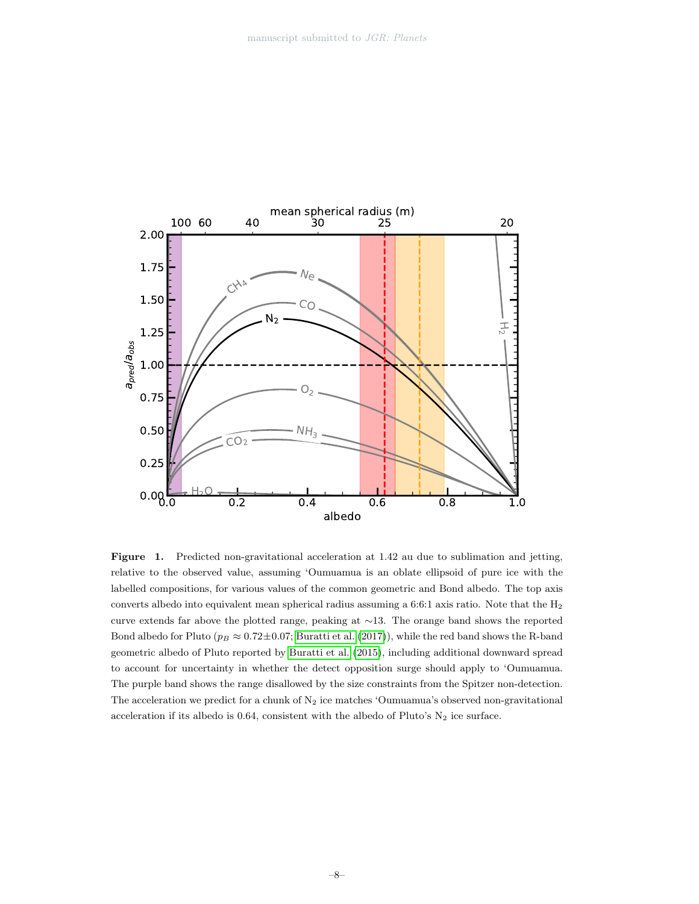**Figure 1.** Predicted non-gravitational acceleration at 1.42 au due to sublimation and jetting, relative to the observed value, assuming 'Oumuamua is an oblate ellipsoid of pure ice with the labelled compositions, for various values of the common geometric and Bond albedo. The top axis converts albedo into equivalent mean spherical radius assuming a 6:6:1 axis ratio. Note that the $H_2$ curve extends far above the plotted range, peaking at $\sim$13. The orange band shows the reported Bond albedo for Pluto ($p_B \approx 0.72 \pm 0.07$; Buratti et al. (2017)), while the red band shows the R-band geometric albedo of Pluto reported by Buratti et al. (2015), including additional downward spread to account for uncertainty in whether the detect opposition surge should apply to 'Oumuamua. The purple band shows the range disallowed by the size constraints from the Spitzer non-detection. The acceleration we predict for a chunk of $N_2$ ice matches 'Oumuamua's observed non-gravitational acceleration if its albedo is 0.64, consistent with the albedo of Pluto's $N_2$ ice surface.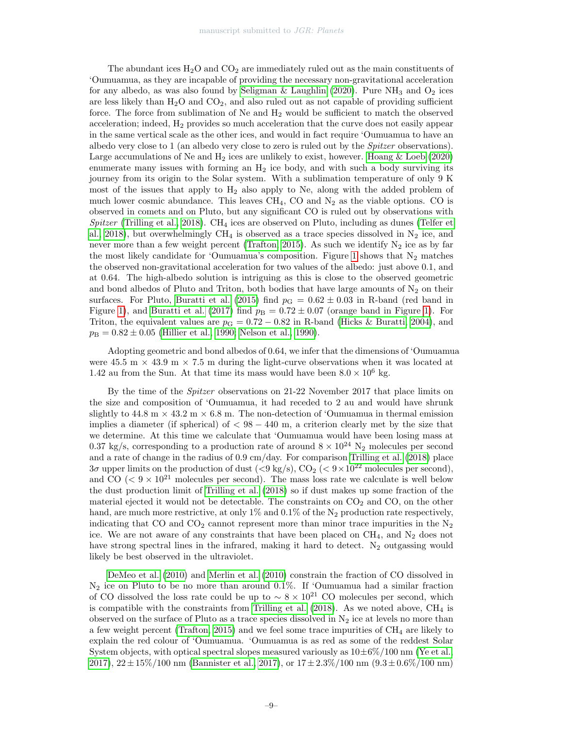The abundant ices $H_2O$ and $CO_2$ are immediately ruled out as the main constituents of ‘Oumuamua, as they are incapable of providing the necessary non-gravitational acceleration for any albedo, as was also found by Seligman & Laughlin (2020). Pure $NH_3$ and $O_2$ ices are less likely than $H_2O$ and $CO_2$, and also ruled out as not capable of providing sufficient force. The force from sublimation of Ne and $H_2$ would be sufficient to match the observed acceleration; indeed, $H_2$ provides so much acceleration that the curve does not easily appear in the same vertical scale as the other ices, and would in fact require ‘Oumuamua to have an albedo very close to 1 (an albedo very close to zero is ruled out by the *Spitzer* observations). Large accumulations of Ne and $H_2$ ices are unlikely to exist, however. Hoang & Loeb (2020) enumerate many issues with forming an $H_2$ ice body, and with such a body surviving its journey from its origin to the Solar system. With a sublimation temperature of only 9 K most of the issues that apply to $H_2$ also apply to Ne, along with the added problem of much lower cosmic abundance. This leaves $CH_4$, CO and $N_2$ as the viable options. CO is observed in comets and on Pluto, but any significant CO is ruled out by observations with *Spitzer* (Trilling et al., 2018). $CH_4$ ices are observed on Pluto, including as dunes (Telfer et al., 2018), but overwhelmingly $CH_4$ is observed as a trace species dissolved in $N_2$ ice, and never more than a few weight percent (Trafton, 2015). As such we identify $N_2$ ice as by far the most likely candidate for ‘Oumuamua’s composition. Figure 1 shows that $N_2$ matches the observed non-gravitational acceleration for two values of the albedo: just above 0.1, and at 0.64. The high-albedo solution is intriguing as this is close to the observed geometric and bond albedos of Pluto and Triton, both bodies that have large amounts of $N_2$ on their surfaces. For Pluto, Buratti et al. (2015) find $p_G = 0.62 \pm 0.03$ in R-band (red band in Figure 1), and Buratti et al. (2017) find $p_B = 0.72 \pm 0.07$ (orange band in Figure 1). For Triton, the equivalent values are $p_G = 0.72 - 0.82$ in R-band (Hicks & Buratti, 2004), and $p_B = 0.82 \pm 0.05$ (Hillier et al., 1990; Nelson et al., 1990).

Adopting geometric and bond albedos of 0.64, we infer that the dimensions of ‘Oumuamua were 45.5 m $\times$ 43.9 m $\times$ 7.5 m during the light-curve observations when it was located at 1.42 au from the Sun. At that time its mass would have been $8.0 \times 10^6$ kg.

By the time of the *Spitzer* observations on 21-22 November 2017 that place limits on the size and composition of ‘Oumuamua, it had receded to 2 au and would have shrunk slightly to 44.8 m $\times$ 43.2 m $\times$ 6.8 m. The non-detection of ‘Oumuamua in thermal emission implies a diameter (if spherical) of $< 98 - 440$ m, a criterion clearly met by the size that we determine. At this time we calculate that ‘Oumuamua would have been losing mass at 0.37 kg/s, corresponding to a production rate of around $8 \times 10^{24}$ $N_2$ molecules per second and a rate of change in the radius of 0.9 cm/day. For comparison Trilling et al. (2018) place $3\sigma$ upper limits on the production of dust (<9 kg/s), $CO_2$ ($< 9 \times 10^{22}$ molecules per second), and CO ($< 9 \times 10^{21}$ molecules per second). The mass loss rate we calculate is well below the dust production limit of Trilling et al. (2018) so if dust makes up some fraction of the material ejected it would not be detectable. The constraints on $CO_2$ and CO, on the other hand, are much more restrictive, at only 1% and 0.1% of the $N_2$ production rate respectively, indicating that CO and $CO_2$ cannot represent more than minor trace impurities in the $N_2$ ice. We are not aware of any constraints that have been placed on $CH_4$, and $N_2$ does not have strong spectral lines in the infrared, making it hard to detect. $N_2$ outgassing would likely be best observed in the ultraviolet.

DeMeo et al. (2010) and Merlin et al. (2010) constrain the fraction of CO dissolved in $N_2$ ice on Pluto to be no more than around 0.1%. If ‘Oumuamua had a similar fraction of CO dissolved the loss rate could be up to $\sim 8 \times 10^{21}$ CO molecules per second, which is compatible with the constraints from Trilling et al. (2018). As we noted above, $CH_4$ is observed on the surface of Pluto as a trace species dissolved in $N_2$ ice at levels no more than a few weight percent (Trafton, 2015) and we feel some trace impurities of $CH_4$ are likely to explain the red colour of ‘Oumuamua. ‘Oumuamua is as red as some of the reddest Solar System objects, with optical spectral slopes measured variously as $10 \pm 6$%/100 nm (Ye et al., 2017), $22 \pm 15$%/100 nm (Bannister et al., 2017), or $17 \pm 2.3$%/100 nm ($9.3 \pm 0.6$%/100 nm)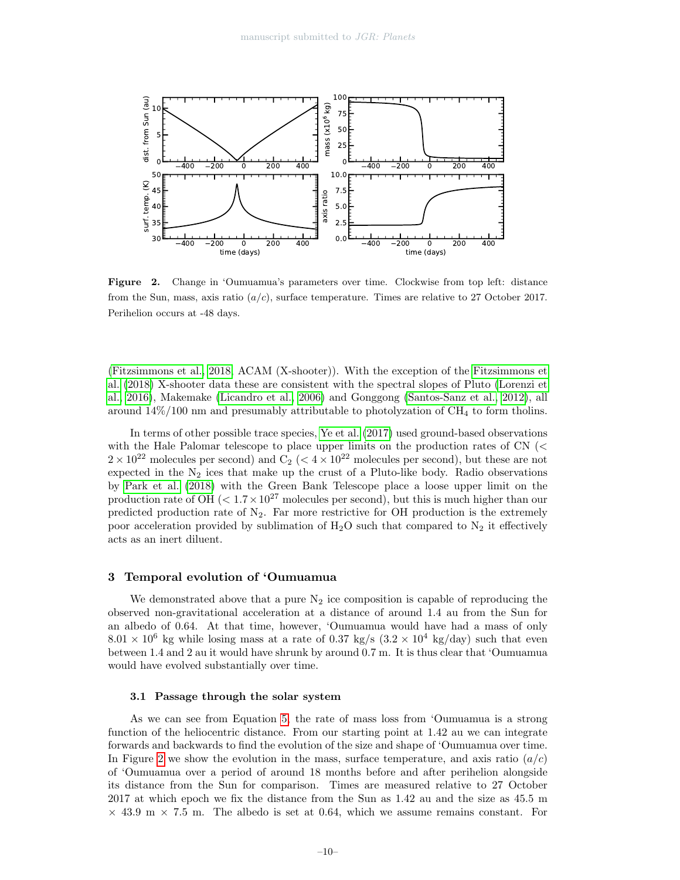**Figure 2.** Change in 'Oumuamua's parameters over time. Clockwise from top left: distance from the Sun, mass, axis ratio ($a/c$), surface temperature. Times are relative to 27 October 2017. Perihelion occurs at -48 days.

(Fitzsimmons et al., 2018, ACAM (X-shooter)). With the exception of the Fitzsimmons et al. (2018) X-shooter data these are consistent with the spectral slopes of Pluto (Lorenzi et al., 2016), Makemake (Licandro et al., 2006) and Gonggong (Santos-Sanz et al., 2012), all around 14%/100 nm and presumably attributable to photolyzation of $CH_4$ to form tholins.

In terms of other possible trace species, Ye et al. (2017) used ground-based observations with the Hale Palomar telescope to place upper limits on the production rates of CN ($< 2 \times 10^{22}$ molecules per second) and $C_2$ ($< 4 \times 10^{22}$ molecules per second), but these are not expected in the $N_2$ ices that make up the crust of a Pluto-like body. Radio observations by Park et al. (2018) with the Green Bank Telescope place a loose upper limit on the production rate of OH ($< 1.7 \times 10^{27}$ molecules per second), but this is much higher than our predicted production rate of $N_2$. Far more restrictive for OH production is the extremely poor acceleration provided by sublimation of $H_2O$ such that compared to $N_2$ it effectively acts as an inert diluent.

## 3 Temporal evolution of 'Oumuamua

We demonstrated above that a pure $N_2$ ice composition is capable of reproducing the observed non-gravitational acceleration at a distance of around 1.4 au from the Sun for an albedo of 0.64. At that time, however, 'Oumuamua would have had a mass of only $8.01 \times 10^6$ kg while losing mass at a rate of 0.37 kg/s ($3.2 \times 10^4$ kg/day) such that even between 1.4 and 2 au it would have shrunk by around 0.7 m. It is thus clear that 'Oumuamua would have evolved substantially over time.

### 3.1 Passage through the solar system

As we can see from Equation 5, the rate of mass loss from 'Oumuamua is a strong function of the heliocentric distance. From our starting point at 1.42 au we can integrate forwards and backwards to find the evolution of the size and shape of 'Oumuamua over time. In Figure 2 we show the evolution in the mass, surface temperature, and axis ratio ($a/c$) of 'Oumuamua over a period of around 18 months before and after perihelion alongside its distance from the Sun for comparison. Times are measured relative to 27 October 2017 at which epoch we fix the distance from the Sun as 1.42 au and the size as 45.5 m $\times$ 43.9 m $\times$ 7.5 m. The albedo is set at 0.64, which we assume remains constant. For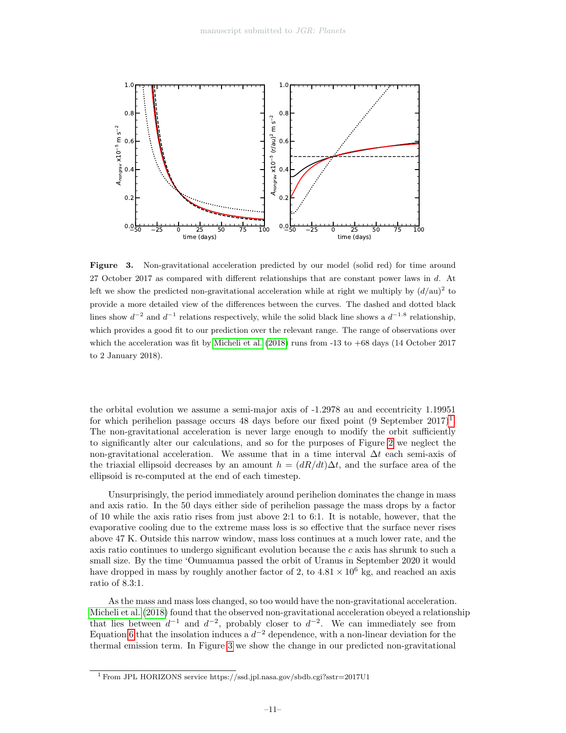**Figure 3.** Non-gravitational acceleration predicted by our model (solid red) for time around 27 October 2017 as compared with different relationships that are constant power laws in $d$. At left we show the predicted non-gravitational acceleration while at right we multiply by $(d/\mathrm{au})^2$ to provide a more detailed view of the differences between the curves. The dashed and dotted black lines show $d^{-2}$ and $d^{-1}$ relations respectively, while the solid black line shows a $d^{-1.8}$ relationship, which provides a good fit to our prediction over the relevant range. The range of observations over which the acceleration was fit by Micheli et al. (2018) runs from -13 to +68 days (14 October 2017 to 2 January 2018).

the orbital evolution we assume a semi-major axis of -1.2978 au and eccentricity 1.19951 for which perihelion passage occurs 48 days before our fixed point (9 September 2017)[1]. The non-gravitational acceleration is never large enough to modify the orbit sufficiently to significantly alter our calculations, and so for the purposes of Figure 2 we neglect the non-gravitational acceleration. We assume that in a time interval $\Delta t$ each semi-axis of the triaxial ellipsoid decreases by an amount $h = (dR/dt)\Delta t$, and the surface area of the ellipsoid is re-computed at the end of each timestep.

Unsurprisingly, the period immediately around perihelion dominates the change in mass and axis ratio. In the 50 days either side of perihelion passage the mass drops by a factor of 10 while the axis ratio rises from just above 2:1 to 6:1. It is notable, however, that the evaporative cooling due to the extreme mass loss is so effective that the surface never rises above 47 K. Outside this narrow window, mass loss continues at a much lower rate, and the axis ratio continues to undergo significant evolution because the $c$ axis has shrunk to such a small size. By the time 'Oumuamua passed the orbit of Uranus in September 2020 it would have dropped in mass by roughly another factor of 2, to $4.81 \times 10^6$ kg, and reached an axis ratio of 8.3:1.

As the mass and mass loss changed, so too would have the non-gravitational acceleration. Micheli et al. (2018) found that the observed non-gravitational acceleration obeyed a relationship that lies between $d^{-1}$ and $d^{-2}$, probably closer to $d^{-2}$. We can immediately see from Equation 6 that the insolation induces a $d^{-2}$ dependence, with a non-linear deviation for the thermal emission term. In Figure 3 we show the change in our predicted non-gravitational

[1] From JPL HORIZONS service https://ssd.jpl.nasa.gov/sbdb.cgi?sstr=2017U1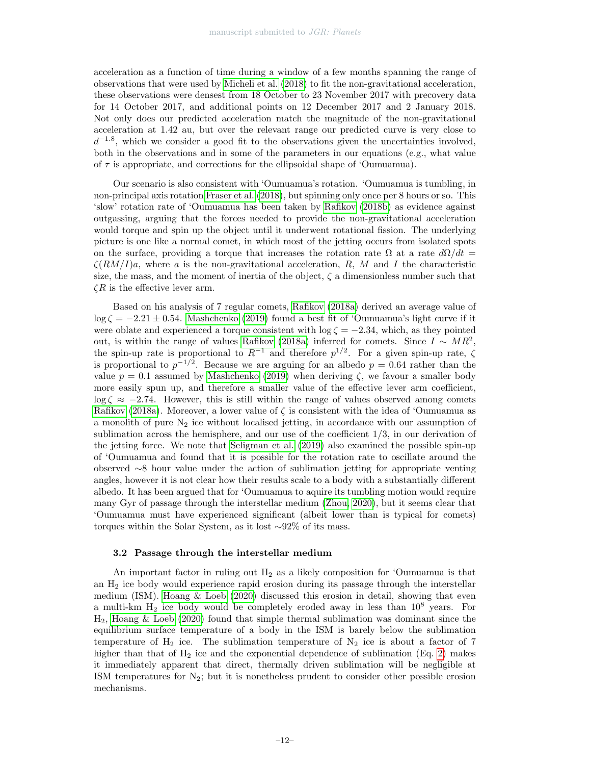acceleration as a function of time during a window of a few months spanning the range of observations that were used by Micheli et al. (2018) to fit the non-gravitational acceleration, these observations were densest from 18 October to 23 November 2017 with precovery data for 14 October 2017, and additional points on 12 December 2017 and 2 January 2018. Not only does our predicted acceleration match the magnitude of the non-gravitational acceleration at 1.42 au, but over the relevant range our predicted curve is very close to $d^{-1.8}$, which we consider a good fit to the observations given the uncertainties involved, both in the observations and in some of the parameters in our equations (e.g., what value of $\tau$ is appropriate, and corrections for the ellipsoidal shape of 'Oumuamua).

Our scenario is also consistent with 'Oumuamua's rotation. 'Oumuamua is tumbling, in non-principal axis rotation Fraser et al. (2018), but spinning only once per 8 hours or so. This 'slow' rotation rate of 'Oumuamua has been taken by Rafikov (2018b) as evidence against outgassing, arguing that the forces needed to provide the non-gravitational acceleration would torque and spin up the object until it underwent rotational fission. The underlying picture is one like a normal comet, in which most of the jetting occurs from isolated spots on the surface, providing a torque that increases the rotation rate $\Omega$ at a rate $d\Omega/dt = \zeta(RM/I)a$, where $a$ is the non-gravitational acceleration, $R$, $M$ and $I$ the characteristic size, the mass, and the moment of inertia of the object, $\zeta$ a dimensionless number such that $\zeta R$ is the effective lever arm.

Based on his analysis of 7 regular comets, Rafikov (2018a) derived an average value of $\log \zeta = -2.21 \pm 0.54$. Mashchenko (2019) found a best fit of 'Oumuamua's light curve if it were oblate and experienced a torque consistent with $\log \zeta = -2.34$, which, as they pointed out, is within the range of values Rafikov (2018a) inferred for comets. Since $I \sim MR^2$, the spin-up rate is proportional to $R^{-1}$ and therefore $p^{1/2}$. For a given spin-up rate, $\zeta$ is proportional to $p^{-1/2}$. Because we are arguing for an albedo $p = 0.64$ rather than the value $p = 0.1$ assumed by Mashchenko (2019) when deriving $\zeta$, we favour a smaller body more easily spun up, and therefore a smaller value of the effective lever arm coefficient, $\log \zeta \approx -2.74$. However, this is still within the range of values observed among comets Rafikov (2018a). Moreover, a lower value of $\zeta$ is consistent with the idea of 'Oumuamua as a monolith of pure $N_2$ ice without localised jetting, in accordance with our assumption of sublimation across the hemisphere, and our use of the coefficient 1/3, in our derivation of the jetting force. We note that Seligman et al. (2019) also examined the possible spin-up of 'Oumuamua and found that it is possible for the rotation rate to oscillate around the observed ∼8 hour value under the action of sublimation jetting for appropriate venting angles, however it is not clear how their results scale to a body with a substantially different albedo. It has been argued that for 'Oumuamua to aquire its tumbling motion would require many Gyr of passage through the interstellar medium (Zhou, 2020), but it seems clear that 'Oumuamua must have experienced significant (albeit lower than is typical for comets) torques within the Solar System, as it lost ∼92% of its mass.

### 3.2 Passage through the interstellar medium

An important factor in ruling out $H_2$ as a likely composition for 'Oumuamua is that an $H_2$ ice body would experience rapid erosion during its passage through the interstellar medium (ISM). Hoang & Loeb (2020) discussed this erosion in detail, showing that even a multi-km $H_2$ ice body would be completely eroded away in less than $10^8$ years. For $H_2$, Hoang & Loeb (2020) found that simple thermal sublimation was dominant since the equilibrium surface temperature of a body in the ISM is barely below the sublimation temperature of $H_2$ ice. The sublimation temperature of $N_2$ ice is about a factor of 7 higher than that of $H_2$ ice and the exponential dependence of sublimation (Eq. 2) makes it immediately apparent that direct, thermally driven sublimation will be negligible at ISM temperatures for $N_2$; but it is nonetheless prudent to consider other possible erosion mechanisms.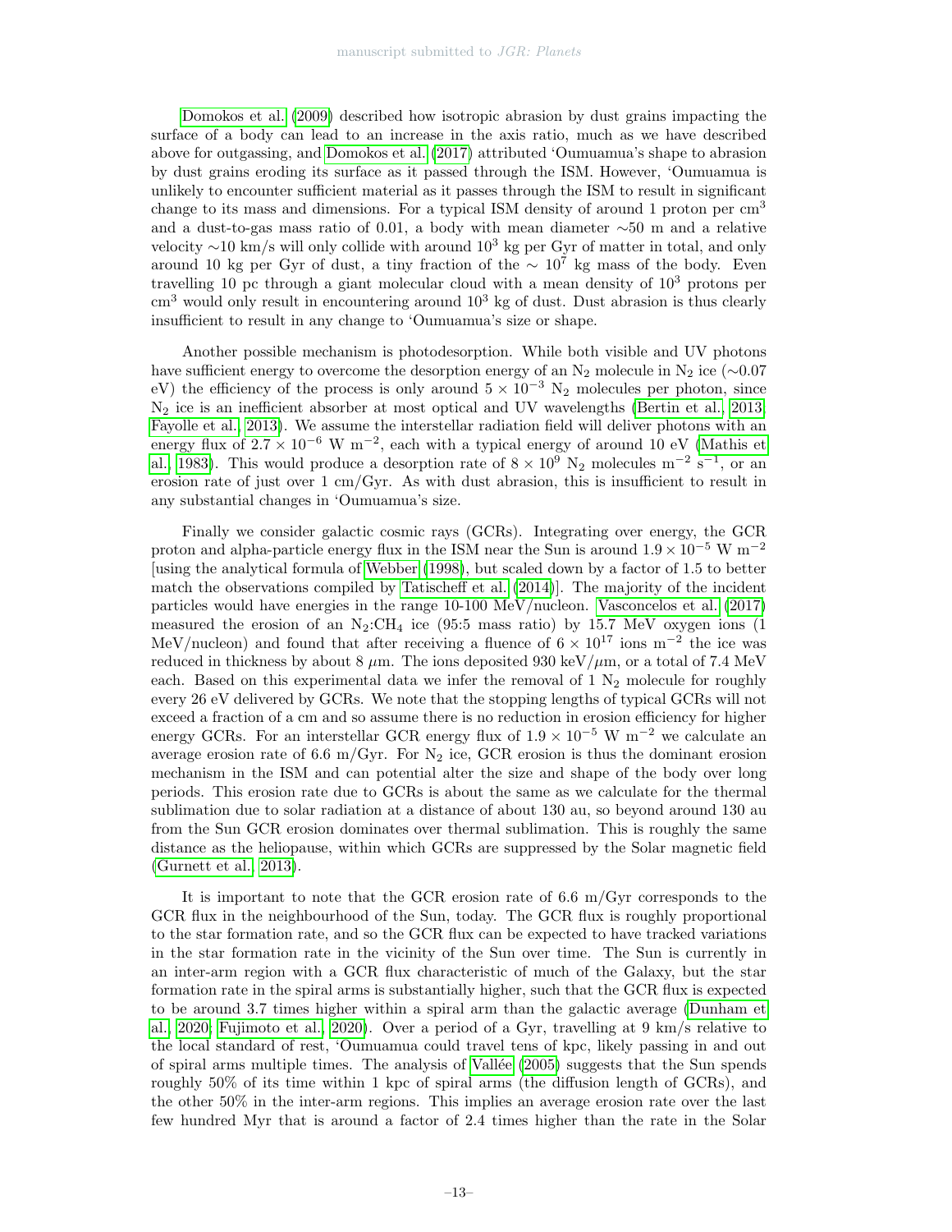Domokos et al. (2009) described how isotropic abrasion by dust grains impacting the surface of a body can lead to an increase in the axis ratio, much as we have described above for outgassing, and Domokos et al. (2017) attributed 'Oumuamua's shape to abrasion by dust grains eroding its surface as it passed through the ISM. However, 'Oumuamua is unlikely to encounter sufficient material as it passes through the ISM to result in significant change to its mass and dimensions. For a typical ISM density of around 1 proton per $cm^3$ and a dust-to-gas mass ratio of 0.01, a body with mean diameter $\sim$50 m and a relative velocity $\sim$10 km/s will only collide with around $10^3$ kg per Gyr of matter in total, and only around 10 kg per Gyr of dust, a tiny fraction of the $\sim 10^7$ kg mass of the body. Even travelling 10 pc through a giant molecular cloud with a mean density of $10^3$ protons per $cm^3$ would only result in encountering around $10^3$ kg of dust. Dust abrasion is thus clearly insufficient to result in any change to 'Oumuamua's size or shape.

Another possible mechanism is photodesorption. While both visible and UV photons have sufficient energy to overcome the desorption energy of an $N_2$ molecule in $N_2$ ice ($\sim$0.07 eV) the efficiency of the process is only around $5 \times 10^{-3}$ $N_2$ molecules per photon, since $N_2$ ice is an inefficient absorber at most optical and UV wavelengths (Bertin et al., 2013; Fayolle et al., 2013). We assume the interstellar radiation field will deliver photons with an energy flux of $2.7 \times 10^{-6}$ W $m^{-2}$, each with a typical energy of around 10 eV (Mathis et al., 1983). This would produce a desorption rate of $8 \times 10^9$ $N_2$ molecules $m^{-2}$ $s^{-1}$, or an erosion rate of just over 1 cm/Gyr. As with dust abrasion, this is insufficient to result in any substantial changes in 'Oumuamua's size.

Finally we consider galactic cosmic rays (GCRs). Integrating over energy, the GCR proton and alpha-particle energy flux in the ISM near the Sun is around $1.9 \times 10^{-5}$ W $m^{-2}$ [using the analytical formula of Webber (1998), but scaled down by a factor of 1.5 to better match the observations compiled by Tatischeff et al. (2014)]. The majority of the incident particles would have energies in the range 10-100 MeV/nucleon. Vasconcelos et al. (2017) measured the erosion of an $N_2$:$CH_4$ ice (95:5 mass ratio) by 15.7 MeV oxygen ions (1 MeV/nucleon) and found that after receiving a fluence of $6 \times 10^{17}$ ions $m^{-2}$ the ice was reduced in thickness by about 8 $\mu$m. The ions deposited 930 keV/$\mu$m, or a total of 7.4 MeV each. Based on this experimental data we infer the removal of 1 $N_2$ molecule for roughly every 26 eV delivered by GCRs. We note that the stopping lengths of typical GCRs will not exceed a fraction of a cm and so assume there is no reduction in erosion efficiency for higher energy GCRs. For an interstellar GCR energy flux of $1.9 \times 10^{-5}$ W $m^{-2}$ we calculate an average erosion rate of 6.6 m/Gyr. For $N_2$ ice, GCR erosion is thus the dominant erosion mechanism in the ISM and can potential alter the size and shape of the body over long periods. This erosion rate due to GCRs is about the same as we calculate for the thermal sublimation due to solar radiation at a distance of about 130 au, so beyond around 130 au from the Sun GCR erosion dominates over thermal sublimation. This is roughly the same distance as the heliopause, within which GCRs are suppressed by the Solar magnetic field (Gurnett et al., 2013).

It is important to note that the GCR erosion rate of 6.6 m/Gyr corresponds to the GCR flux in the neighbourhood of the Sun, today. The GCR flux is roughly proportional to the star formation rate, and so the GCR flux can be expected to have tracked variations in the star formation rate in the vicinity of the Sun over time. The Sun is currently in an inter-arm region with a GCR flux characteristic of much of the Galaxy, but the star formation rate in the spiral arms is substantially higher, such that the GCR flux is expected to be around 3.7 times higher within a spiral arm than the galactic average (Dunham et al., 2020; Fujimoto et al., 2020). Over a period of a Gyr, travelling at 9 km/s relative to the local standard of rest, 'Oumuamua could travel tens of kpc, likely passing in and out of spiral arms multiple times. The analysis of Vallée (2005) suggests that the Sun spends roughly 50% of its time within 1 kpc of spiral arms (the diffusion length of GCRs), and the other 50% in the inter-arm regions. This implies an average erosion rate over the last few hundred Myr that is around a factor of 2.4 times higher than the rate in the Solar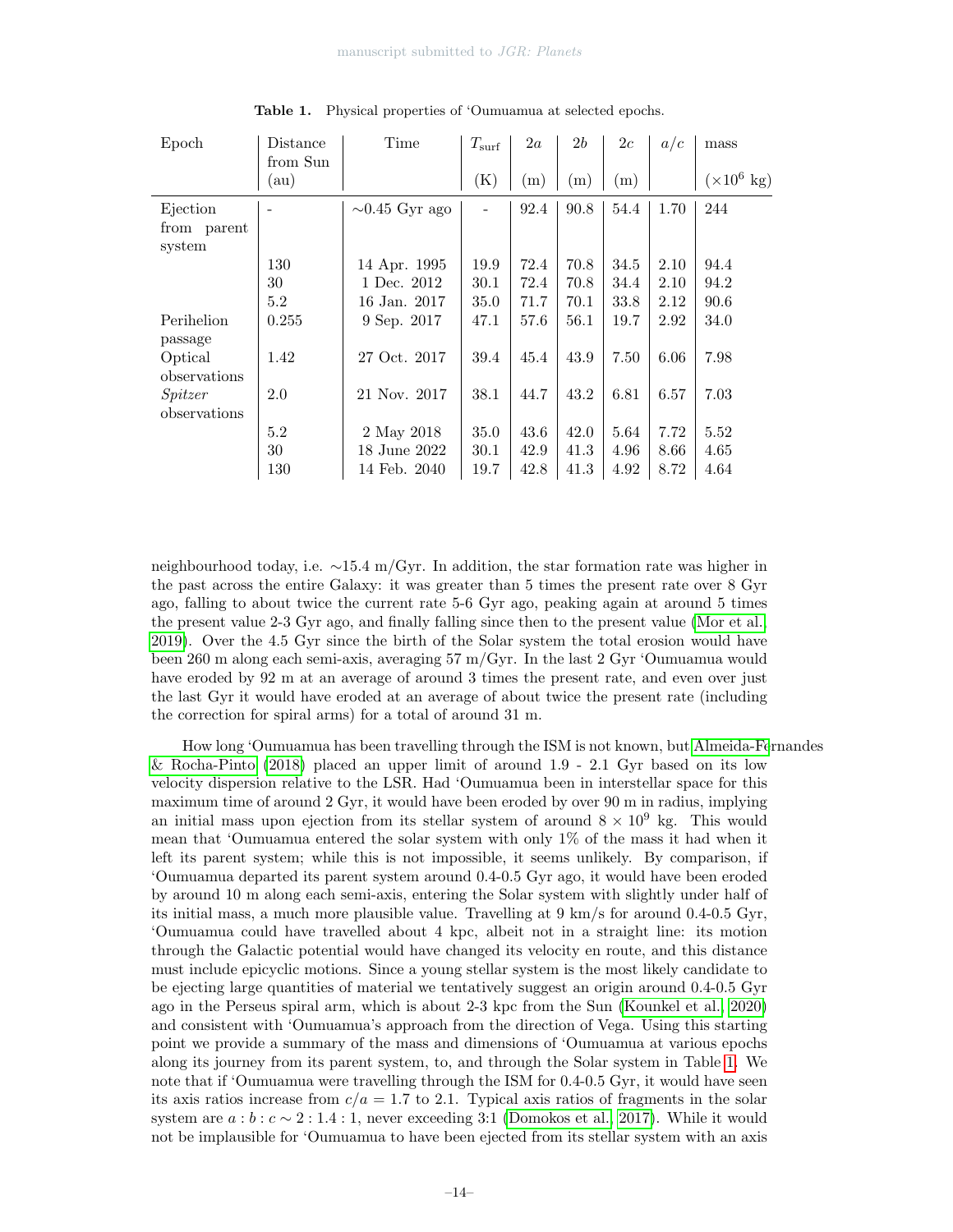**Table 1.** Physical properties of ‘Oumuamua at selected epochs.

| Epoch | Distance from Sun (au) | Time | $T_{\rm surf}$ (K) | $2a$ (m) | $2b$ (m) | $2c$ (m) | $a/c$ | mass ($\times 10^6$ kg) |
|---|---|---|---|---|---|---|---|---|
| Ejection from parent system | - | $\sim$0.45 Gyr ago | - | 92.4 | 90.8 | 54.4 | 1.70 | 244 |
| | 130 | 14 Apr. 1995 | 19.9 | 72.4 | 70.8 | 34.5 | 2.10 | 94.4 |
| | 30 | 1 Dec. 2012 | 30.1 | 72.4 | 70.8 | 34.4 | 2.10 | 94.2 |
| | 5.2 | 16 Jan. 2017 | 35.0 | 71.7 | 70.1 | 33.8 | 2.12 | 90.6 |
| Perihelion passage | 0.255 | 9 Sep. 2017 | 47.1 | 57.6 | 56.1 | 19.7 | 2.92 | 34.0 |
| Optical observations | 1.42 | 27 Oct. 2017 | 39.4 | 45.4 | 43.9 | 7.50 | 6.06 | 7.98 |
| *Spitzer* observations | 2.0 | 21 Nov. 2017 | 38.1 | 44.7 | 43.2 | 6.81 | 6.57 | 7.03 |
| | 5.2 | 2 May 2018 | 35.0 | 43.6 | 42.0 | 5.64 | 7.72 | 5.52 |
| | 30 | 18 June 2022 | 30.1 | 42.9 | 41.3 | 4.96 | 8.66 | 4.65 |
| | 130 | 14 Feb. 2040 | 19.7 | 42.8 | 41.3 | 4.92 | 8.72 | 4.64 |

neighbourhood today, i.e. $\sim$15.4 m/Gyr. In addition, the star formation rate was higher in the past across the entire Galaxy: it was greater than 5 times the present rate over 8 Gyr ago, falling to about twice the current rate 5-6 Gyr ago, peaking again at around 5 times the present value 2-3 Gyr ago, and finally falling since then to the present value (Mor et al., 2019). Over the 4.5 Gyr since the birth of the Solar system the total erosion would have been 260 m along each semi-axis, averaging 57 m/Gyr. In the last 2 Gyr ‘Oumuamua would have eroded by 92 m at an average of around 3 times the present rate, and even over just the last Gyr it would have eroded at an average of about twice the present rate (including the correction for spiral arms) for a total of around 31 m.

How long ‘Oumuamua has been travelling through the ISM is not known, but Almeida-Fernandes & Rocha-Pinto (2018) placed an upper limit of around 1.9 - 2.1 Gyr based on its low velocity dispersion relative to the LSR. Had ‘Oumuamua been in interstellar space for this maximum time of around 2 Gyr, it would have been eroded by over 90 m in radius, implying an initial mass upon ejection from its stellar system of around $8 \times 10^9$ kg. This would mean that ‘Oumuamua entered the solar system with only 1% of the mass it had when it left its parent system; while this is not impossible, it seems unlikely. By comparison, if ‘Oumuamua departed its parent system around 0.4-0.5 Gyr ago, it would have been eroded by around 10 m along each semi-axis, entering the Solar system with slightly under half of its initial mass, a much more plausible value. Travelling at 9 km/s for around 0.4-0.5 Gyr, ‘Oumuamua could have travelled about 4 kpc, albeit not in a straight line: its motion through the Galactic potential would have changed its velocity en route, and this distance must include epicyclic motions. Since a young stellar system is the most likely candidate to be ejecting large quantities of material we tentatively suggest an origin around 0.4-0.5 Gyr ago in the Perseus spiral arm, which is about 2-3 kpc from the Sun (Kounkel et al., 2020) and consistent with ‘Oumuamua's approach from the direction of Vega. Using this starting point we provide a summary of the mass and dimensions of ‘Oumuamua at various epochs along its journey from its parent system, to, and through the Solar system in Table 1. We note that if ‘Oumuamua were travelling through the ISM for 0.4-0.5 Gyr, it would have seen its axis ratios increase from $c/a = 1.7$ to 2.1. Typical axis ratios of fragments in the solar system are $a : b : c \sim 2 : 1.4 : 1$, never exceeding 3:1 (Domokos et al., 2017). While it would not be implausible for ‘Oumuamua to have been ejected from its stellar system with an axis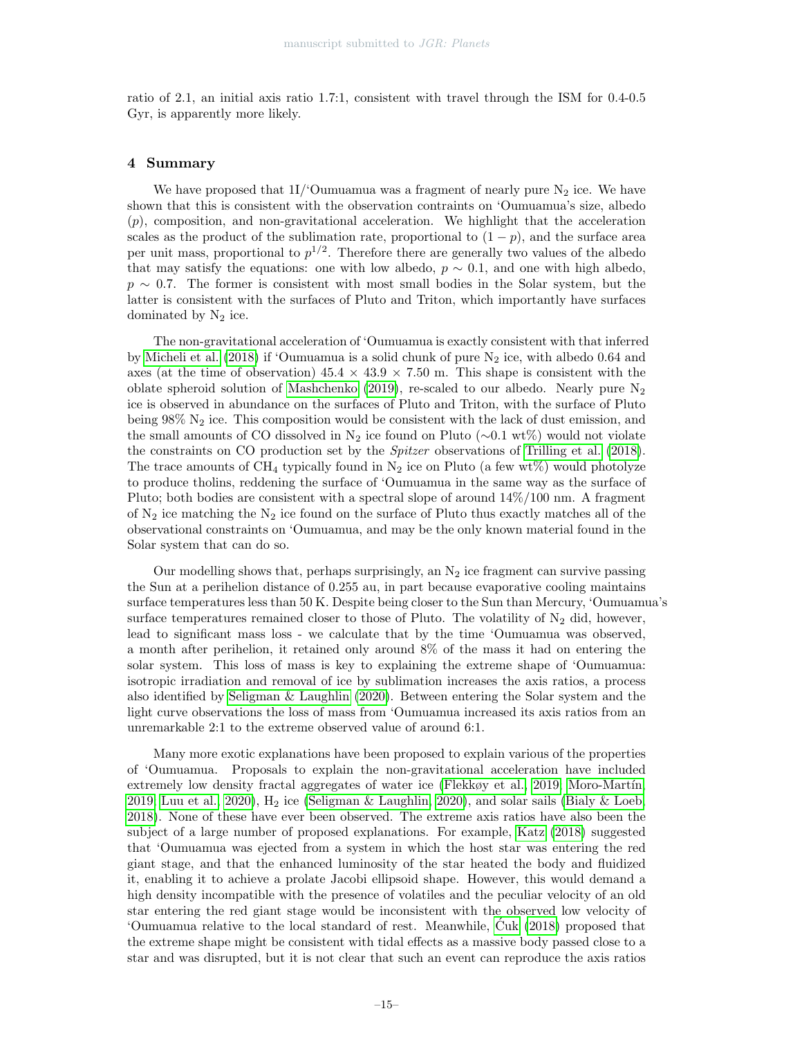ratio of 2.1, an initial axis ratio 1.7:1, consistent with travel through the ISM for 0.4-0.5 Gyr, is apparently more likely.

## 4 Summary

We have proposed that 1I/'Oumuamua was a fragment of nearly pure $N_2$ ice. We have shown that this is consistent with the observation contraints on 'Oumuamua's size, albedo ($p$), composition, and non-gravitational acceleration. We highlight that the acceleration scales as the product of the sublimation rate, proportional to $(1-p)$, and the surface area per unit mass, proportional to $p^{1/2}$. Therefore there are generally two values of the albedo that may satisfy the equations: one with low albedo, $p \sim 0.1$, and one with high albedo, $p \sim 0.7$. The former is consistent with most small bodies in the Solar system, but the latter is consistent with the surfaces of Pluto and Triton, which importantly have surfaces dominated by $N_2$ ice.

The non-gravitational acceleration of 'Oumuamua is exactly consistent with that inferred by Micheli et al. (2018) if 'Oumuamua is a solid chunk of pure $N_2$ ice, with albedo 0.64 and axes (at the time of observation) $45.4 \times 43.9 \times 7.50$ m. This shape is consistent with the oblate spheroid solution of Mashchenko (2019), re-scaled to our albedo. Nearly pure $N_2$ ice is observed in abundance on the surfaces of Pluto and Triton, with the surface of Pluto being 98% $N_2$ ice. This composition would be consistent with the lack of dust emission, and the small amounts of CO dissolved in $N_2$ ice found on Pluto (~0.1 wt%) would not violate the constraints on CO production set by the *Spitzer* observations of Trilling et al. (2018). The trace amounts of $CH_4$ typically found in $N_2$ ice on Pluto (a few wt%) would photolyze to produce tholins, reddening the surface of 'Oumuamua in the same way as the surface of Pluto; both bodies are consistent with a spectral slope of around 14%/100 nm. A fragment of $N_2$ ice matching the $N_2$ ice found on the surface of Pluto thus exactly matches all of the observational constraints on 'Oumuamua, and may be the only known material found in the Solar system that can do so.

Our modelling shows that, perhaps surprisingly, an $N_2$ ice fragment can survive passing the Sun at a perihelion distance of 0.255 au, in part because evaporative cooling maintains surface temperatures less than 50 K. Despite being closer to the Sun than Mercury, 'Oumuamua's surface temperatures remained closer to those of Pluto. The volatility of $N_2$ did, however, lead to significant mass loss - we calculate that by the time 'Oumuamua was observed, a month after perihelion, it retained only around 8% of the mass it had on entering the solar system. This loss of mass is key to explaining the extreme shape of 'Oumuamua: isotropic irradiation and removal of ice by sublimation increases the axis ratios, a process also identified by Seligman & Laughlin (2020). Between entering the Solar system and the light curve observations the loss of mass from 'Oumuamua increased its axis ratios from an unremarkable 2:1 to the extreme observed value of around 6:1.

Many more exotic explanations have been proposed to explain various of the properties of 'Oumuamua. Proposals to explain the non-gravitational acceleration have included extremely low density fractal aggregates of water ice (Flekkøy et al., 2019; Moro-Martín, 2019; Luu et al., 2020), $H_2$ ice (Seligman & Laughlin, 2020), and solar sails (Bialy & Loeb, 2018). None of these have ever been observed. The extreme axis ratios have also been the subject of a large number of proposed explanations. For example, Katz (2018) suggested that 'Oumuamua was ejected from a system in which the host star was entering the red giant stage, and that the enhanced luminosity of the star heated the body and fluidized it, enabling it to achieve a prolate Jacobi ellipsoid shape. However, this would demand a high density incompatible with the presence of volatiles and the peculiar velocity of an old star entering the red giant stage would be inconsistent with the observed low velocity of 'Oumuamua relative to the local standard of rest. Meanwhile, Ćuk (2018) proposed that the extreme shape might be consistent with tidal effects as a massive body passed close to a star and was disrupted, but it is not clear that such an event can reproduce the axis ratios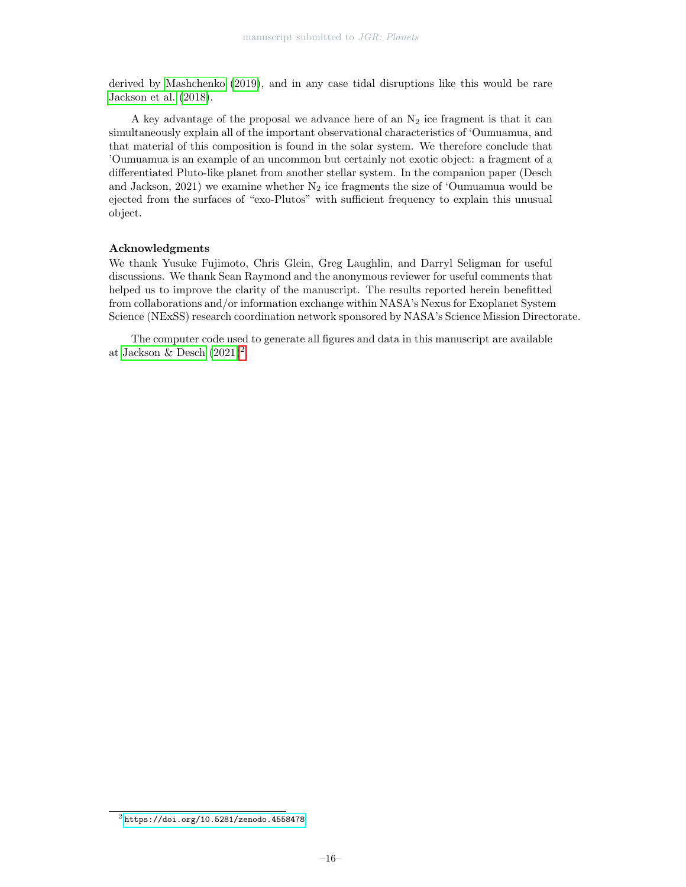derived by Mashchenko (2019), and in any case tidal disruptions like this would be rare Jackson et al. (2018).

A key advantage of the proposal we advance here of an $N_2$ ice fragment is that it can simultaneously explain all of the important observational characteristics of 'Oumuamua, and that material of this composition is found in the solar system. We therefore conclude that 'Oumuamua is an example of an uncommon but certainly not exotic object: a fragment of a differentiated Pluto-like planet from another stellar system. In the companion paper (Desch and Jackson, 2021) we examine whether $N_2$ ice fragments the size of 'Oumuamua would be ejected from the surfaces of "exo-Plutos" with sufficient frequency to explain this unusual object.

**Acknowledgments**

We thank Yusuke Fujimoto, Chris Glein, Greg Laughlin, and Darryl Seligman for useful discussions. We thank Sean Raymond and the anonymous reviewer for useful comments that helped us to improve the clarity of the manuscript. The results reported herein benefitted from collaborations and/or information exchange within NASA's Nexus for Exoplanet System Science (NExSS) research coordination network sponsored by NASA's Science Mission Directorate.

The computer code used to generate all figures and data in this manuscript are available at Jackson & Desch (2021)[2].

[2] https://doi.org/10.5281/zenodo.4558478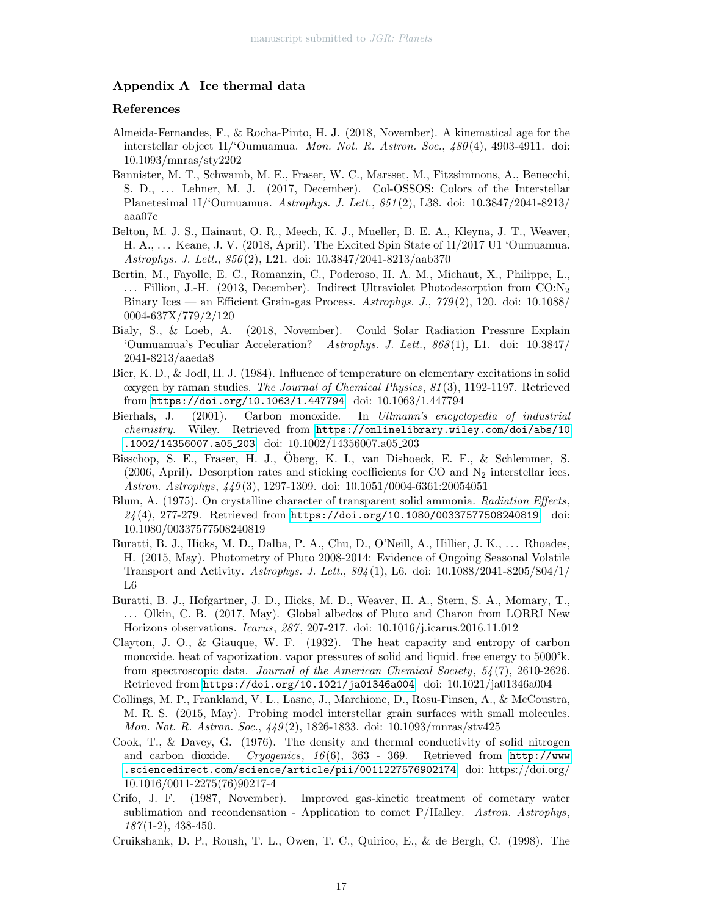## Appendix A Ice thermal data

## References

Almeida-Fernandes, F., & Rocha-Pinto, H. J. (2018, November). A kinematical age for the interstellar object 1I/'Oumuamua. *Mon. Not. R. Astron. Soc.*, *480*(4), 4903-4911. doi: 10.1093/mnras/sty2202

Bannister, M. T., Schwamb, M. E., Fraser, W. C., Marsset, M., Fitzsimmons, A., Benecchi, S. D., ... Lehner, M. J. (2017, December). Col-OSSOS: Colors of the Interstellar Planetesimal 1I/'Oumuamua. *Astrophys. J. Lett.*, *851*(2), L38. doi: 10.3847/2041-8213/aaa07c

Belton, M. J. S., Hainaut, O. R., Meech, K. J., Mueller, B. E. A., Kleyna, J. T., Weaver, H. A., ... Keane, J. V. (2018, April). The Excited Spin State of 1I/2017 U1 'Oumuamua. *Astrophys. J. Lett.*, *856*(2), L21. doi: 10.3847/2041-8213/aab370

Bertin, M., Fayolle, E. C., Romanzin, C., Poderoso, H. A. M., Michaut, X., Philippe, L., ... Fillion, J.-H. (2013, December). Indirect Ultraviolet Photodesorption from CO:$N_2$ Binary Ices — an Efficient Grain-gas Process. *Astrophys. J.*, *779*(2), 120. doi: 10.1088/0004-637X/779/2/120

Bialy, S., & Loeb, A. (2018, November). Could Solar Radiation Pressure Explain 'Oumuamua's Peculiar Acceleration? *Astrophys. J. Lett.*, *868*(1), L1. doi: 10.3847/2041-8213/aaeda8

Bier, K. D., & Jodl, H. J. (1984). Influence of temperature on elementary excitations in solid oxygen by raman studies. *The Journal of Chemical Physics*, *81*(3), 1192-1197. Retrieved from https://doi.org/10.1063/1.447794 doi: 10.1063/1.447794

Bierhals, J. (2001). Carbon monoxide. In *Ullmann's encyclopedia of industrial chemistry*. Wiley. Retrieved from https://onlinelibrary.wiley.com/doi/abs/10.1002/14356007.a05_203 doi: 10.1002/14356007.a05_203

Bisschop, S. E., Fraser, H. J., Öberg, K. I., van Dishoeck, E. F., & Schlemmer, S. (2006, April). Desorption rates and sticking coefficients for CO and $N_2$ interstellar ices. *Astron. Astrophys*, *449*(3), 1297-1309. doi: 10.1051/0004-6361:20054051

Blum, A. (1975). On crystalline character of transparent solid ammonia. *Radiation Effects*, *24*(4), 277-279. Retrieved from https://doi.org/10.1080/00337577508240819 doi: 10.1080/00337577508240819

Buratti, B. J., Hicks, M. D., Dalba, P. A., Chu, D., O'Neill, A., Hillier, J. K., ... Rhoades, H. (2015, May). Photometry of Pluto 2008-2014: Evidence of Ongoing Seasonal Volatile Transport and Activity. *Astrophys. J. Lett.*, *804*(1), L6. doi: 10.1088/2041-8205/804/1/L6

Buratti, B. J., Hofgartner, J. D., Hicks, M. D., Weaver, H. A., Stern, S. A., Momary, T., ... Olkin, C. B. (2017, May). Global albedos of Pluto and Charon from LORRI New Horizons observations. *Icarus*, *287*, 207-217. doi: 10.1016/j.icarus.2016.11.012

Clayton, J. O., & Giauque, W. F. (1932). The heat capacity and entropy of carbon monoxide. heat of vaporization. vapor pressures of solid and liquid. free energy to 5000°k. from spectroscopic data. *Journal of the American Chemical Society*, *54*(7), 2610-2626. Retrieved from https://doi.org/10.1021/ja01346a004 doi: 10.1021/ja01346a004

Collings, M. P., Frankland, V. L., Lasne, J., Marchione, D., Rosu-Finsen, A., & McCoustra, M. R. S. (2015, May). Probing model interstellar grain surfaces with small molecules. *Mon. Not. R. Astron. Soc.*, *449*(2), 1826-1833. doi: 10.1093/mnras/stv425

Cook, T., & Davey, G. (1976). The density and thermal conductivity of solid nitrogen and carbon dioxide. *Cryogenics*, *16*(6), 363 - 369. Retrieved from http://www.sciencedirect.com/science/article/pii/0011227576902174 doi: https://doi.org/10.1016/0011-2275(76)90217-4

Crifo, J. F. (1987, November). Improved gas-kinetic treatment of cometary water sublimation and recondensation - Application to comet P/Halley. *Astron. Astrophys*, *187*(1-2), 438-450.

Cruikshank, D. P., Roush, T. L., Owen, T. C., Quirico, E., & de Bergh, C. (1998). The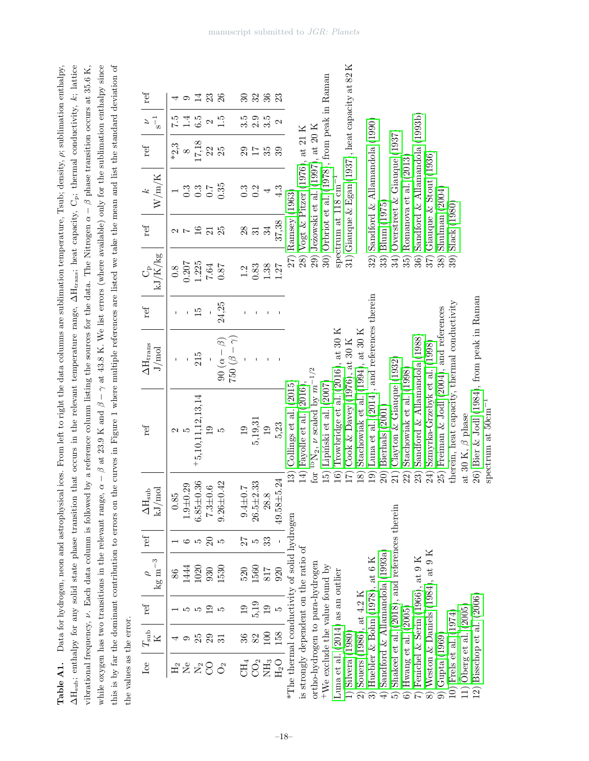**Table A1.** Data for hydrogen, neon and astrophysical ices. From left to right the data columns are sublimation temperature, Tsub; density, $\rho$; sublimation enthalpy, $\Delta H_{sub}$; enthalpy for any solid state phase transition that occurs in the relevant temperature range, $\Delta H_{trans}$; heat capacity, $C_p$; thermal conductivity, $k$; lattice vibrational frequency, $\nu$. Each data column is followed by a reference column listing the sources for the data. The Nitrogen $\alpha - \beta$ phase transition occurs at 35.6 K, while oxygen has two transitions in the relevant range, $\alpha - \beta$ at 23.9 K and $\beta - \gamma$ at 43.8 K. We list errors (where available) only for the sublimation enthalpy since this is by far the dominant contribution to errors on the curves in Figure 1 where multiple references are listed we take the mean and list the standard deviation of the values as the error.

| Ice | $T_{sub}$ K | ref | $\rho$ kg m$^{-3}$ | ref | $\Delta H_{sub}$ kJ/mol | ref | $\Delta H_{trans}$ J/mol | ref | $C_p$ kJ/K/kg | ref | $k$ W/m/K | ref | $\nu$ s$^{-1}$ | ref |
|---|---|---|---|---|---|---|---|---|---|---|---|---|---|---|
| $H_2$ | 4 | 1 | 86 | 1 | 0.85 | 2 | - | - | 0.8 | 2 | 1 | *2,3 | 7.5 | 4 |
| Ne | 9 | 5 | 1444 | 6 | 1.9±0.29 | 5 | - | - | 0.207 | 7 | 0.3 | 8 | 1.4 | 9 |
| $N_2$ | 25 | 5 | 1020 | 5 | 6.85±0.36 | +5,10,11,12,13,14 | 215 | 15 | 1.225 | 16 | 0.3 | 17,18 | 6.5 | 14 |
| CO | 29 | 19 | 930 | 20 | 7.3±0.6 | 19 | - | - | 7.64 | 21 | 0.7 | 22 | 2 | 23 |
| $O_2$ | 31 | 5 | 1530 | 5 | 9.26±0.42 | 5 | 90 ($\alpha - \beta$) 750 ($\beta - \gamma$) | 24,25 | 0.87 | 25 | 0.35 | 25 | 1.5 | 26 |
| $CH_4$ | 36 | 19 | 520 | 27 | 9.4±0.7 | 19 | - | - | 1.2 | 28 | 0.3 | 29 | 3.5 | 30 |
| $CO_2$ | 82 | 5,19 | 1560 | 5 | 26.5±2.33 | 5,19,31 | - | - | 0.83 | 31 | 0.2 | 17 | 2.9 | 32 |
| $NH_3$ | 100 | 19 | 817 | 33 | 28.8 | 19 | - | - | 1.38 | 34 | 4 | 35 | 3.5 | 36 |
| $H_2O$ | 158 | 5 | 920 | - | 49.58±5.24 | 5,23 | - | - | 1.27 | 37,38 | 4.3 | 39 | 2 | 23 |

*The thermal conductivity of solid hydrogen is strongly dependent on the ratio of ortho-hydrogen to para-hydrogen
+We exclude the value found by Luna et al. (2014) as an outlier

1) Silvera (1980)
2) Souers (1986), at 4.2 K
3) Huebler & Bohn (1978), at 6 K
4) Sandford & Allamandola (1993a)
5) Shakeel et al. (2018), and references therein
6) Hwang et al. (2005)
7) Fenichel & Serin (1966), at 9 K
8) Weston & Daniels (1984), at 9 K
9) Gupta (1969)
10) Frels et al. (1974)
11) Öberg et al. (2005)
12) Bisschop et al. (2006)
13) Collings et al. (2015)
14) Fayolle et al. (2016), for $^{15}N_2$, $\nu$ scaled by $m^{-1/2}$
15) Lipiński et al. (2007)
16) Trowbridge et al. (2016), at 30 K
17) Cook & Davey (1976), at 30 K
18) Stachowiak et al. (1994), at 30 K
19) Luna et al. (2014), and references therein
20) Bierhals (2001)
21) Clayton & Giauque (1932)
22) Stachowiak et al. (1998)
23) Sandford & Allamandola (1988)
24) Szmyrka-Grzebyk et al. (1998)
25) Freiman & Jodl (2004), and references therein, heat capacity, thermal conductivity at 30 K, $\beta$ phase
26) Bier & Jodl (1984), from peak in Raman spectrum at 50cm$^{-1}$
27) Ramsey (1963)
28) Vogt & Pitzer (1976), at 21 K
29) Jeżowski et al. (1997), at 20 K
30) Orbriot et al. (1978), from peak in Raman spectrum at 118 cm$^{-1}$
31) Giauque & Egan (1937), heat capacity at 82 K
32) Sandford & Allamandola (1990)
33) Blum (1975)
34) Overstreet & Giauque (1937)
35) Romanova et al. (2013)
36) Sandford & Allamandola (1993b)
37) Giauque & Stout (1936)
38) Shulman (2004)
39) Slack (1980)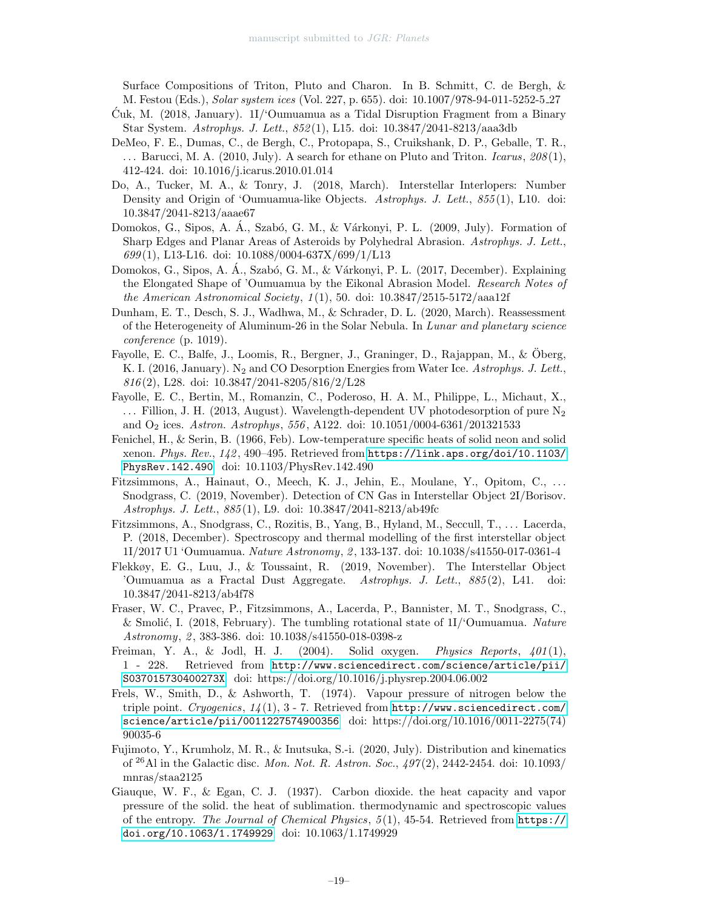Surface Compositions of Triton, Pluto and Charon. In B. Schmitt, C. de Bergh, & M. Festou (Eds.), *Solar system ices* (Vol. 227, p. 655). doi: 10.1007/978-94-011-5252-5_27

Ćuk, M. (2018, January). 1I/'Oumuamua as a Tidal Disruption Fragment from a Binary Star System. *Astrophys. J. Lett.*, *852*(1), L15. doi: 10.3847/2041-8213/aaa3db

DeMeo, F. E., Dumas, C., de Bergh, C., Protopapa, S., Cruikshank, D. P., Geballe, T. R., ... Barucci, M. A. (2010, July). A search for ethane on Pluto and Triton. *Icarus*, *208*(1), 412-424. doi: 10.1016/j.icarus.2010.01.014

Do, A., Tucker, M. A., & Tonry, J. (2018, March). Interstellar Interlopers: Number Density and Origin of 'Oumuamua-like Objects. *Astrophys. J. Lett.*, *855*(1), L10. doi: 10.3847/2041-8213/aaae67

Domokos, G., Sipos, A. Á., Szabó, G. M., & Várkonyi, P. L. (2009, July). Formation of Sharp Edges and Planar Areas of Asteroids by Polyhedral Abrasion. *Astrophys. J. Lett.*, *699*(1), L13-L16. doi: 10.1088/0004-637X/699/1/L13

Domokos, G., Sipos, A. Á., Szabó, G. M., & Várkonyi, P. L. (2017, December). Explaining the Elongated Shape of 'Oumuamua by the Eikonal Abrasion Model. *Research Notes of the American Astronomical Society*, *1*(1), 50. doi: 10.3847/2515-5172/aaa12f

Dunham, E. T., Desch, S. J., Wadhwa, M., & Schrader, D. L. (2020, March). Reassessment of the Heterogeneity of Aluminum-26 in the Solar Nebula. In *Lunar and planetary science conference* (p. 1019).

Fayolle, E. C., Balfe, J., Loomis, R., Bergner, J., Graninger, D., Rajappan, M., & Öberg, K. I. (2016, January). $N_2$ and CO Desorption Energies from Water Ice. *Astrophys. J. Lett.*, *816*(2), L28. doi: 10.3847/2041-8205/816/2/L28

Fayolle, E. C., Bertin, M., Romanzin, C., Poderoso, H. A. M., Philippe, L., Michaut, X., ... Fillion, J. H. (2013, August). Wavelength-dependent UV photodesorption of pure $N_2$ and $O_2$ ices. *Astron. Astrophys*, *556*, A122. doi: 10.1051/0004-6361/201321533

Fenichel, H., & Serin, B. (1966, Feb). Low-temperature specific heats of solid neon and solid xenon. *Phys. Rev.*, *142*, 490–495. Retrieved from https://link.aps.org/doi/10.1103/PhysRev.142.490 doi: 10.1103/PhysRev.142.490

Fitzsimmons, A., Hainaut, O., Meech, K. J., Jehin, E., Moulane, Y., Opitom, C., ... Snodgrass, C. (2019, November). Detection of CN Gas in Interstellar Object 2I/Borisov. *Astrophys. J. Lett.*, *885*(1), L9. doi: 10.3847/2041-8213/ab49fc

Fitzsimmons, A., Snodgrass, C., Rozitis, B., Yang, B., Hyland, M., Seccull, T., ... Lacerda, P. (2018, December). Spectroscopy and thermal modelling of the first interstellar object 1I/2017 U1 'Oumuamua. *Nature Astronomy*, *2*, 133-137. doi: 10.1038/s41550-017-0361-4

Flekkøy, E. G., Luu, J., & Toussaint, R. (2019, November). The Interstellar Object 'Oumuamua as a Fractal Dust Aggregate. *Astrophys. J. Lett.*, *885*(2), L41. doi: 10.3847/2041-8213/ab4f78

Fraser, W. C., Pravec, P., Fitzsimmons, A., Lacerda, P., Bannister, M. T., Snodgrass, C., & Smolić, I. (2018, February). The tumbling rotational state of 1I/'Oumuamua. *Nature Astronomy*, *2*, 383-386. doi: 10.1038/s41550-018-0398-z

Freiman, Y. A., & Jodl, H. J. (2004). Solid oxygen. *Physics Reports*, *401*(1), 1 - 228. Retrieved from http://www.sciencedirect.com/science/article/pii/S037015730400273X doi: https://doi.org/10.1016/j.physrep.2004.06.002

Frels, W., Smith, D., & Ashworth, T. (1974). Vapour pressure of nitrogen below the triple point. *Cryogenics*, *14*(1), 3 - 7. Retrieved from http://www.sciencedirect.com/science/article/pii/0011227574900356 doi: https://doi.org/10.1016/0011-2275(74)90035-6

Fujimoto, Y., Krumholz, M. R., & Inutsuka, S.-i. (2020, July). Distribution and kinematics of $^{26}$Al in the Galactic disc. *Mon. Not. R. Astron. Soc.*, *497*(2), 2442-2454. doi: 10.1093/mnras/staa2125

Giauque, W. F., & Egan, C. J. (1937). Carbon dioxide. the heat capacity and vapor pressure of the solid. the heat of sublimation. thermodynamic and spectroscopic values of the entropy. *The Journal of Chemical Physics*, *5*(1), 45-54. Retrieved from https://doi.org/10.1063/1.1749929 doi: 10.1063/1.1749929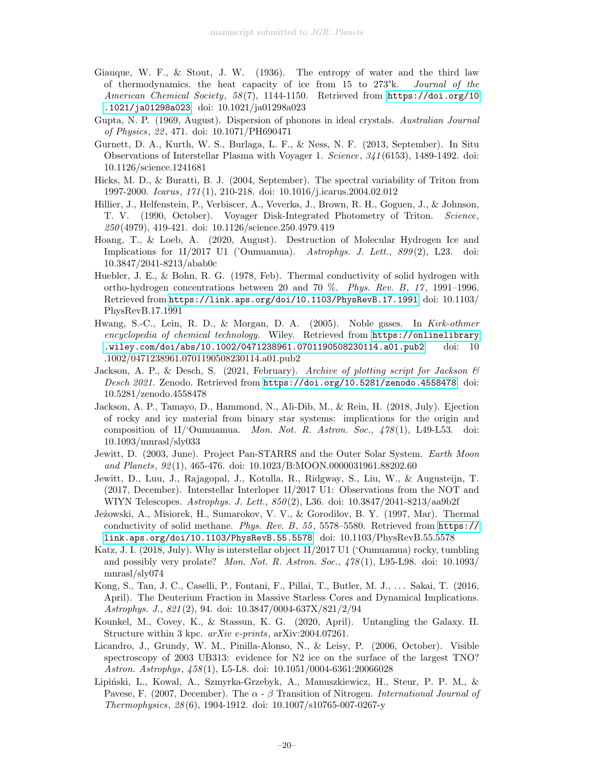Giauque, W. F., & Stout, J. W. (1936). The entropy of water and the third law of thermodynamics. the heat capacity of ice from 15 to 273°k. *Journal of the American Chemical Society*, *58*(7), 1144-1150. Retrieved from https://doi.org/10.1021/ja01298a023 doi: 10.1021/ja01298a023

Gupta, N. P. (1969, August). Dispersion of phonons in ideal crystals. *Australian Journal of Physics*, *22*, 471. doi: 10.1071/PH690471

Gurnett, D. A., Kurth, W. S., Burlaga, L. F., & Ness, N. F. (2013, September). In Situ Observations of Interstellar Plasma with Voyager 1. *Science*, *341*(6153), 1489-1492. doi: 10.1126/science.1241681

Hicks, M. D., & Buratti, B. J. (2004, September). The spectral variability of Triton from 1997-2000. *Icarus*, *171*(1), 210-218. doi: 10.1016/j.icarus.2004.02.012

Hillier, J., Helfenstein, P., Verbiscer, A., Veverka, J., Brown, R. H., Goguen, J., & Johnson, T. V. (1990, October). Voyager Disk-Integrated Photometry of Triton. *Science*, *250*(4979), 419-421. doi: 10.1126/science.250.4979.419

Hoang, T., & Loeb, A. (2020, August). Destruction of Molecular Hydrogen Ice and Implications for 1I/2017 U1 ('Oumuamua). *Astrophys. J. Lett.*, *899*(2), L23. doi: 10.3847/2041-8213/abab0c

Huebler, J. E., & Bohn, R. G. (1978, Feb). Thermal conductivity of solid hydrogen with ortho-hydrogen concentrations between 20 and 70 %. *Phys. Rev. B*, *17*, 1991–1996. Retrieved from https://link.aps.org/doi/10.1103/PhysRevB.17.1991 doi: 10.1103/PhysRevB.17.1991

Hwang, S.-C., Lein, R. D., & Morgan, D. A. (2005). Noble gases. In *Kirk-othmer encyclopedia of chemical technology*. Wiley. Retrieved from https://onlinelibrary.wiley.com/doi/abs/10.1002/0471238961.0701190508230114.a01.pub2 doi: 10.1002/0471238961.0701190508230114.a01.pub2

Jackson, A. P., & Desch, S. (2021, February). *Archive of plotting script for Jackson & Desch 2021*. Zenodo. Retrieved from https://doi.org/10.5281/zenodo.4558478 doi: 10.5281/zenodo.4558478

Jackson, A. P., Tamayo, D., Hammond, N., Ali-Dib, M., & Rein, H. (2018, July). Ejection of rocky and icy material from binary star systems: implications for the origin and composition of 1I/'Oumuamua. *Mon. Not. R. Astron. Soc.*, *478*(1), L49-L53. doi: 10.1093/mnrasl/sly033

Jewitt, D. (2003, June). Project Pan-STARRS and the Outer Solar System. *Earth Moon and Planets*, *92*(1), 465-476. doi: 10.1023/B:MOON.0000031961.88202.60

Jewitt, D., Luu, J., Rajagopal, J., Kotulla, R., Ridgway, S., Liu, W., & Augusteijn, T. (2017, December). Interstellar Interloper 1I/2017 U1: Observations from the NOT and WIYN Telescopes. *Astrophys. J. Lett.*, *850*(2), L36. doi: 10.3847/2041-8213/aa9b2f

Jeżowski, A., Misiorek, H., Sumarokov, V. V., & Gorodilov, B. Y. (1997, Mar). Thermal conductivity of solid methane. *Phys. Rev. B*, *55*, 5578–5580. Retrieved from https://link.aps.org/doi/10.1103/PhysRevB.55.5578 doi: 10.1103/PhysRevB.55.5578

Katz, J. I. (2018, July). Why is interstellar object 1I/2017 U1 ('Oumuamua) rocky, tumbling and possibly very prolate? *Mon. Not. R. Astron. Soc.*, *478*(1), L95-L98. doi: 10.1093/mnrasl/sly074

Kong, S., Tan, J. C., Caselli, P., Fontani, F., Pillai, T., Butler, M. J., ... Sakai, T. (2016, April). The Deuterium Fraction in Massive Starless Cores and Dynamical Implications. *Astrophys. J.*, *821*(2), 94. doi: 10.3847/0004-637X/821/2/94

Kounkel, M., Covey, K., & Stassun, K. G. (2020, April). Untangling the Galaxy. II. Structure within 3 kpc. *arXiv e-prints*, arXiv:2004.07261.

Licandro, J., Grundy, W. M., Pinilla-Alonso, N., & Leisy, P. (2006, October). Visible spectroscopy of 2003 UB313: evidence for N2 ice on the surface of the largest TNO? *Astron. Astrophys*, *458*(1), L5-L8. doi: 10.1051/0004-6361:20066028

Lipiński, L., Kowal, A., Szmyrka-Grzebyk, A., Manuszkiewicz, H., Steur, P. P. M., & Pavese, F. (2007, December). The $\alpha$ - $\beta$ Transition of Nitrogen. *International Journal of Thermophysics*, *28*(6), 1904-1912. doi: 10.1007/s10765-007-0267-y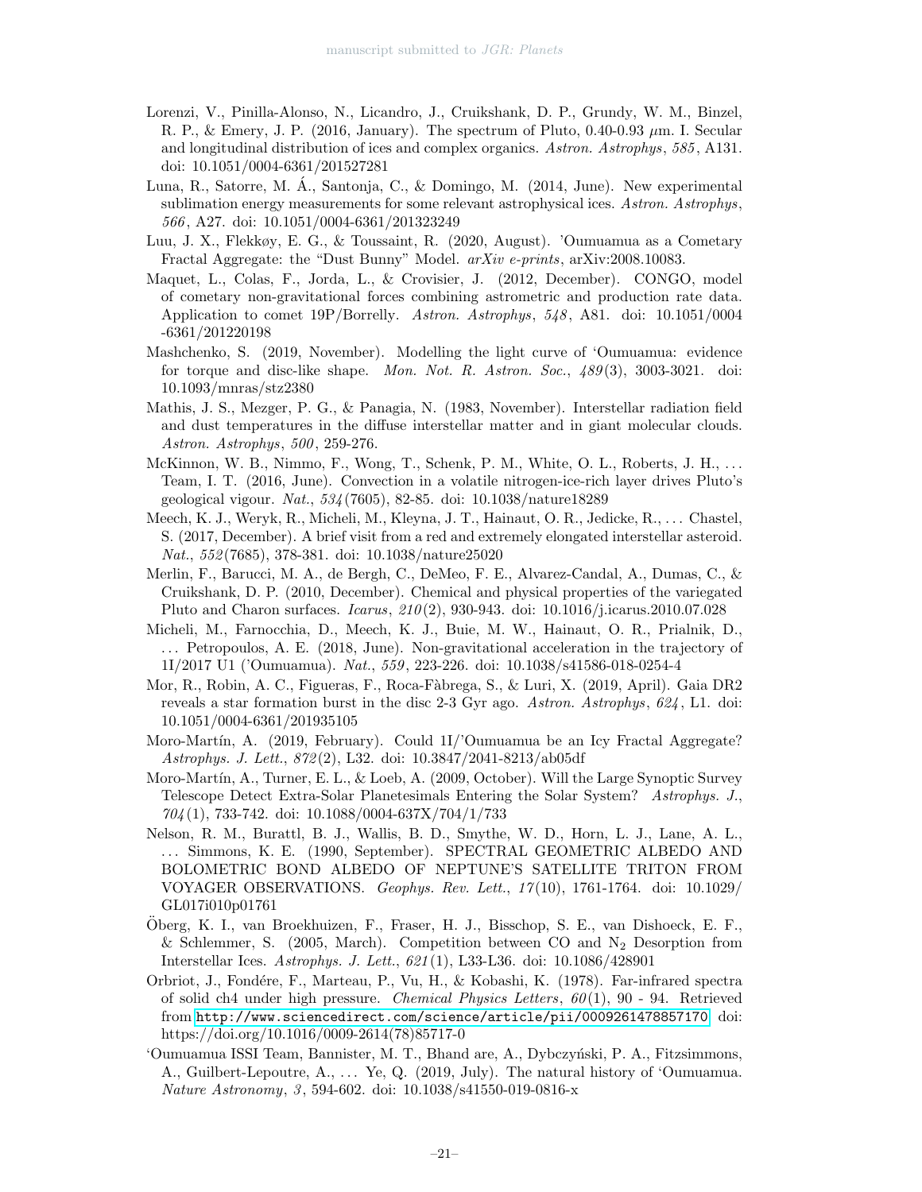Lorenzi, V., Pinilla-Alonso, N., Licandro, J., Cruikshank, D. P., Grundy, W. M., Binzel, R. P., & Emery, J. P. (2016, January). The spectrum of Pluto, 0.40-0.93 $\mu$m. I. Secular and longitudinal distribution of ices and complex organics. *Astron. Astrophys*, *585*, A131. doi: 10.1051/0004-6361/201527281

Luna, R., Satorre, M. Á., Santonja, C., & Domingo, M. (2014, June). New experimental sublimation energy measurements for some relevant astrophysical ices. *Astron. Astrophys*, *566*, A27. doi: 10.1051/0004-6361/201323249

Luu, J. X., Flekkøy, E. G., & Toussaint, R. (2020, August). 'Oumuamua as a Cometary Fractal Aggregate: the "Dust Bunny" Model. *arXiv e-prints*, arXiv:2008.10083.

Maquet, L., Colas, F., Jorda, L., & Crovisier, J. (2012, December). CONGO, model of cometary non-gravitational forces combining astrometric and production rate data. Application to comet 19P/Borrelly. *Astron. Astrophys*, *548*, A81. doi: 10.1051/0004-6361/201220198

Mashchenko, S. (2019, November). Modelling the light curve of 'Oumuamua: evidence for torque and disc-like shape. *Mon. Not. R. Astron. Soc.*, *489*(3), 3003-3021. doi: 10.1093/mnras/stz2380

Mathis, J. S., Mezger, P. G., & Panagia, N. (1983, November). Interstellar radiation field and dust temperatures in the diffuse interstellar matter and in giant molecular clouds. *Astron. Astrophys*, *500*, 259-276.

McKinnon, W. B., Nimmo, F., Wong, T., Schenk, P. M., White, O. L., Roberts, J. H., ... Team, I. T. (2016, June). Convection in a volatile nitrogen-ice-rich layer drives Pluto's geological vigour. *Nat.*, *534*(7605), 82-85. doi: 10.1038/nature18289

Meech, K. J., Weryk, R., Micheli, M., Kleyna, J. T., Hainaut, O. R., Jedicke, R., ... Chastel, S. (2017, December). A brief visit from a red and extremely elongated interstellar asteroid. *Nat.*, *552*(7685), 378-381. doi: 10.1038/nature25020

Merlin, F., Barucci, M. A., de Bergh, C., DeMeo, F. E., Alvarez-Candal, A., Dumas, C., & Cruikshank, D. P. (2010, December). Chemical and physical properties of the variegated Pluto and Charon surfaces. *Icarus*, *210*(2), 930-943. doi: 10.1016/j.icarus.2010.07.028

Micheli, M., Farnocchia, D., Meech, K. J., Buie, M. W., Hainaut, O. R., Prialnik, D., ... Petropoulos, A. E. (2018, June). Non-gravitational acceleration in the trajectory of 1I/2017 U1 ('Oumuamua). *Nat.*, *559*, 223-226. doi: 10.1038/s41586-018-0254-4

Mor, R., Robin, A. C., Figueras, F., Roca-Fàbrega, S., & Luri, X. (2019, April). Gaia DR2 reveals a star formation burst in the disc 2-3 Gyr ago. *Astron. Astrophys*, *624*, L1. doi: 10.1051/0004-6361/201935105

Moro-Martín, A. (2019, February). Could 1I/'Oumuamua be an Icy Fractal Aggregate? *Astrophys. J. Lett.*, *872*(2), L32. doi: 10.3847/2041-8213/ab05df

Moro-Martín, A., Turner, E. L., & Loeb, A. (2009, October). Will the Large Synoptic Survey Telescope Detect Extra-Solar Planetesimals Entering the Solar System? *Astrophys. J.*, *704*(1), 733-742. doi: 10.1088/0004-637X/704/1/733

Nelson, R. M., Burattl, B. J., Wallis, B. D., Smythe, W. D., Horn, L. J., Lane, A. L., ... Simmons, K. E. (1990, September). SPECTRAL GEOMETRIC ALBEDO AND BOLOMETRIC BOND ALBEDO OF NEPTUNE'S SATELLITE TRITON FROM VOYAGER OBSERVATIONS. *Geophys. Rev. Lett.*, *17*(10), 1761-1764. doi: 10.1029/GL017i010p01761

Öberg, K. I., van Broekhuizen, F., Fraser, H. J., Bisschop, S. E., van Dishoeck, E. F., & Schlemmer, S. (2005, March). Competition between CO and $N_2$ Desorption from Interstellar Ices. *Astrophys. J. Lett.*, *621*(1), L33-L36. doi: 10.1086/428901

Orbriot, J., Fondére, F., Marteau, P., Vu, H., & Kobashi, K. (1978). Far-infrared spectra of solid ch4 under high pressure. *Chemical Physics Letters*, *60*(1), 90 - 94. Retrieved from http://www.sciencedirect.com/science/article/pii/0009261478857170 doi: https://doi.org/10.1016/0009-2614(78)85717-0

'Oumuamua ISSI Team, Bannister, M. T., Bhand are, A., Dybczyński, P. A., Fitzsimmons, A., Guilbert-Lepoutre, A., ... Ye, Q. (2019, July). The natural history of 'Oumuamua. *Nature Astronomy*, *3*, 594-602. doi: 10.1038/s41550-019-0816-x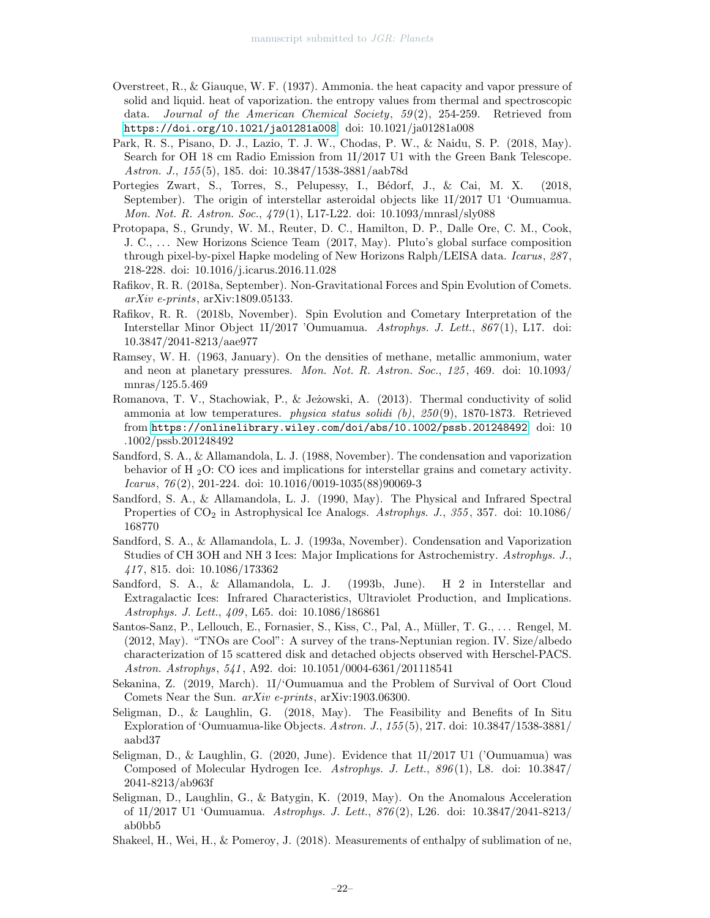Overstreet, R., & Giauque, W. F. (1937). Ammonia. the heat capacity and vapor pressure of solid and liquid. heat of vaporization. the entropy values from thermal and spectroscopic data. *Journal of the American Chemical Society*, *59*(2), 254-259. Retrieved from https://doi.org/10.1021/ja01281a008 doi: 10.1021/ja01281a008

Park, R. S., Pisano, D. J., Lazio, T. J. W., Chodas, P. W., & Naidu, S. P. (2018, May). Search for OH 18 cm Radio Emission from 1I/2017 U1 with the Green Bank Telescope. *Astron. J.*, *155*(5), 185. doi: 10.3847/1538-3881/aab78d

Portegies Zwart, S., Torres, S., Pelupessy, I., Bédorf, J., & Cai, M. X. (2018, September). The origin of interstellar asteroidal objects like 1I/2017 U1 'Oumuamua. *Mon. Not. R. Astron. Soc.*, *479*(1), L17-L22. doi: 10.1093/mnrasl/sly088

Protopapa, S., Grundy, W. M., Reuter, D. C., Hamilton, D. P., Dalle Ore, C. M., Cook, J. C., ... New Horizons Science Team (2017, May). Pluto's global surface composition through pixel-by-pixel Hapke modeling of New Horizons Ralph/LEISA data. *Icarus*, *287*, 218-228. doi: 10.1016/j.icarus.2016.11.028

Rafikov, R. R. (2018a, September). Non-Gravitational Forces and Spin Evolution of Comets. *arXiv e-prints*, arXiv:1809.05133.

Rafikov, R. R. (2018b, November). Spin Evolution and Cometary Interpretation of the Interstellar Minor Object 1I/2017 'Oumuamua. *Astrophys. J. Lett.*, *867*(1), L17. doi: 10.3847/2041-8213/aae977

Ramsey, W. H. (1963, January). On the densities of methane, metallic ammonium, water and neon at planetary pressures. *Mon. Not. R. Astron. Soc.*, *125*, 469. doi: 10.1093/mnras/125.5.469

Romanova, T. V., Stachowiak, P., & Jeżowski, A. (2013). Thermal conductivity of solid ammonia at low temperatures. *physica status solidi (b)*, *250*(9), 1870-1873. Retrieved from https://onlinelibrary.wiley.com/doi/abs/10.1002/pssb.201248492 doi: 10.1002/pssb.201248492

Sandford, S. A., & Allamandola, L. J. (1988, November). The condensation and vaporization behavior of H $_2$O: CO ices and implications for interstellar grains and cometary activity. *Icarus*, *76*(2), 201-224. doi: 10.1016/0019-1035(88)90069-3

Sandford, S. A., & Allamandola, L. J. (1990, May). The Physical and Infrared Spectral Properties of $CO_2$ in Astrophysical Ice Analogs. *Astrophys. J.*, *355*, 357. doi: 10.1086/168770

Sandford, S. A., & Allamandola, L. J. (1993a, November). Condensation and Vaporization Studies of CH 3OH and NH 3 Ices: Major Implications for Astrochemistry. *Astrophys. J.*, *417*, 815. doi: 10.1086/173362

Sandford, S. A., & Allamandola, L. J. (1993b, June). H 2 in Interstellar and Extragalactic Ices: Infrared Characteristics, Ultraviolet Production, and Implications. *Astrophys. J. Lett.*, *409*, L65. doi: 10.1086/186861

Santos-Sanz, P., Lellouch, E., Fornasier, S., Kiss, C., Pal, A., Müller, T. G., ... Rengel, M. (2012, May). "TNOs are Cool": A survey of the trans-Neptunian region. IV. Size/albedo characterization of 15 scattered disk and detached objects observed with Herschel-PACS. *Astron. Astrophys*, *541*, A92. doi: 10.1051/0004-6361/201118541

Sekanina, Z. (2019, March). 1I/'Oumuamua and the Problem of Survival of Oort Cloud Comets Near the Sun. *arXiv e-prints*, arXiv:1903.06300.

Seligman, D., & Laughlin, G. (2018, May). The Feasibility and Benefits of In Situ Exploration of 'Oumuamua-like Objects. *Astron. J.*, *155*(5), 217. doi: 10.3847/1538-3881/aabd37

Seligman, D., & Laughlin, G. (2020, June). Evidence that 1I/2017 U1 ('Oumuamua) was Composed of Molecular Hydrogen Ice. *Astrophys. J. Lett.*, *896*(1), L8. doi: 10.3847/2041-8213/ab963f

Seligman, D., Laughlin, G., & Batygin, K. (2019, May). On the Anomalous Acceleration of 1I/2017 U1 'Oumuamua. *Astrophys. J. Lett.*, *876*(2), L26. doi: 10.3847/2041-8213/ab0bb5

Shakeel, H., Wei, H., & Pomeroy, J. (2018). Measurements of enthalpy of sublimation of ne,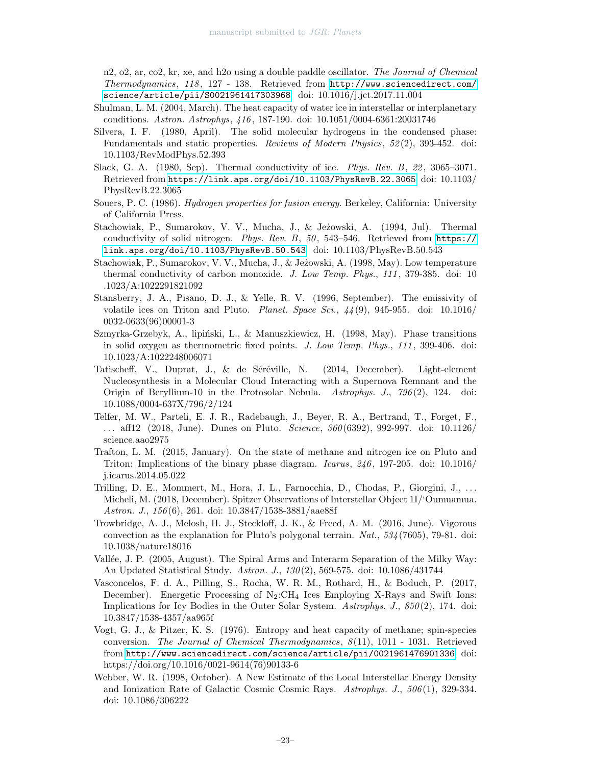n2, o2, ar, co2, kr, xe, and h2o using a double paddle oscillator. *The Journal of Chemical Thermodynamics*, *118*, 127 - 138. Retrieved from http://www.sciencedirect.com/science/article/pii/S0021961417303968 doi: 10.1016/j.jct.2017.11.004

Shulman, L. M. (2004, March). The heat capacity of water ice in interstellar or interplanetary conditions. *Astron. Astrophys*, *416*, 187-190. doi: 10.1051/0004-6361:20031746

Silvera, I. F. (1980, April). The solid molecular hydrogens in the condensed phase: Fundamentals and static properties. *Reviews of Modern Physics*, *52*(2), 393-452. doi: 10.1103/RevModPhys.52.393

Slack, G. A. (1980, Sep). Thermal conductivity of ice. *Phys. Rev. B*, *22*, 3065–3071. Retrieved from https://link.aps.org/doi/10.1103/PhysRevB.22.3065 doi: 10.1103/PhysRevB.22.3065

Souers, P. C. (1986). *Hydrogen properties for fusion energy*. Berkeley, California: University of California Press.

Stachowiak, P., Sumarokov, V. V., Mucha, J., & Jeżowski, A. (1994, Jul). Thermal conductivity of solid nitrogen. *Phys. Rev. B*, *50*, 543–546. Retrieved from https://link.aps.org/doi/10.1103/PhysRevB.50.543 doi: 10.1103/PhysRevB.50.543

Stachowiak, P., Sumarokov, V. V., Mucha, J., & Jeżowski, A. (1998, May). Low temperature thermal conductivity of carbon monoxide. *J. Low Temp. Phys.*, *111*, 379-385. doi: 10.1023/A:1022291821092

Stansberry, J. A., Pisano, D. J., & Yelle, R. V. (1996, September). The emissivity of volatile ices on Triton and Pluto. *Planet. Space Sci.*, *44*(9), 945-955. doi: 10.1016/0032-0633(96)00001-3

Szmyrka-Grzebyk, A., lipiński, L., & Manuszkiewicz, H. (1998, May). Phase transitions in solid oxygen as thermometric fixed points. *J. Low Temp. Phys.*, *111*, 399-406. doi: 10.1023/A:1022248006071

Tatischeff, V., Duprat, J., & de Séréville, N. (2014, December). Light-element Nucleosynthesis in a Molecular Cloud Interacting with a Supernova Remnant and the Origin of Beryllium-10 in the Protosolar Nebula. *Astrophys. J.*, *796*(2), 124. doi: 10.1088/0004-637X/796/2/124

Telfer, M. W., Parteli, E. J. R., Radebaugh, J., Beyer, R. A., Bertrand, T., Forget, F., ... aff12 (2018, June). Dunes on Pluto. *Science*, *360*(6392), 992-997. doi: 10.1126/science.aao2975

Trafton, L. M. (2015, January). On the state of methane and nitrogen ice on Pluto and Triton: Implications of the binary phase diagram. *Icarus*, *246*, 197-205. doi: 10.1016/j.icarus.2014.05.022

Trilling, D. E., Mommert, M., Hora, J. L., Farnocchia, D., Chodas, P., Giorgini, J., ... Micheli, M. (2018, December). Spitzer Observations of Interstellar Object 1I/'Oumuamua. *Astron. J.*, *156*(6), 261. doi: 10.3847/1538-3881/aae88f

Trowbridge, A. J., Melosh, H. J., Steckloff, J. K., & Freed, A. M. (2016, June). Vigorous convection as the explanation for Pluto's polygonal terrain. *Nat.*, *534*(7605), 79-81. doi: 10.1038/nature18016

Vallée, J. P. (2005, August). The Spiral Arms and Interarm Separation of the Milky Way: An Updated Statistical Study. *Astron. J.*, *130*(2), 569-575. doi: 10.1086/431744

Vasconcelos, F. d. A., Pilling, S., Rocha, W. R. M., Rothard, H., & Boduch, P. (2017, December). Energetic Processing of $N_2$:$CH_4$ Ices Employing X-Rays and Swift Ions: Implications for Icy Bodies in the Outer Solar System. *Astrophys. J.*, *850*(2), 174. doi: 10.3847/1538-4357/aa965f

Vogt, G. J., & Pitzer, K. S. (1976). Entropy and heat capacity of methane; spin-species conversion. *The Journal of Chemical Thermodynamics*, *8*(11), 1011 - 1031. Retrieved from http://www.sciencedirect.com/science/article/pii/0021961476901336 doi: https://doi.org/10.1016/0021-9614(76)90133-6

Webber, W. R. (1998, October). A New Estimate of the Local Interstellar Energy Density and Ionization Rate of Galactic Cosmic Cosmic Rays. *Astrophys. J.*, *506*(1), 329-334. doi: 10.1086/306222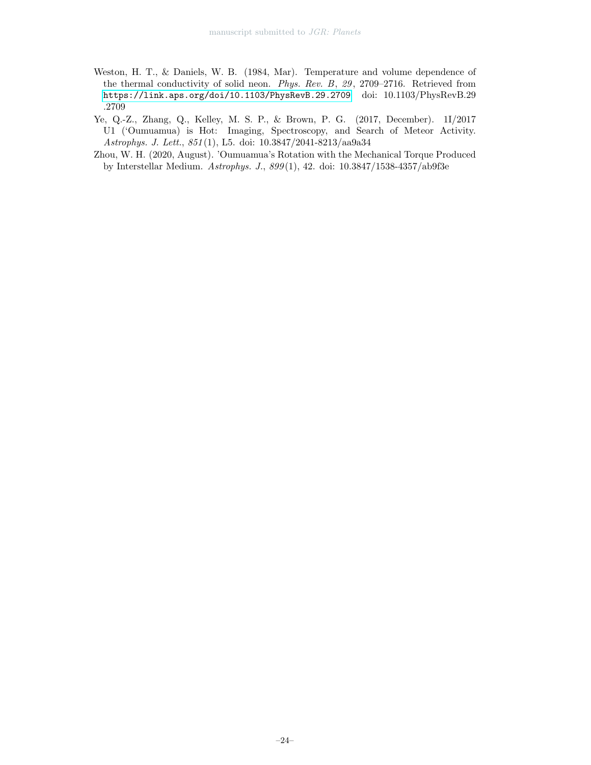Weston, H. T., & Daniels, W. B. (1984, Mar). Temperature and volume dependence of the thermal conductivity of solid neon. *Phys. Rev. B*, *29*, 2709–2716. Retrieved from https://link.aps.org/doi/10.1103/PhysRevB.29.2709 doi: 10.1103/PhysRevB.29.2709

Ye, Q.-Z., Zhang, Q., Kelley, M. S. P., & Brown, P. G. (2017, December). 1I/2017 U1 ('Oumuamua) is Hot: Imaging, Spectroscopy, and Search of Meteor Activity. *Astrophys. J. Lett.*, *851*(1), L5. doi: 10.3847/2041-8213/aa9a34

Zhou, W. H. (2020, August). 'Oumuamua's Rotation with the Mechanical Torque Produced by Interstellar Medium. *Astrophys. J.*, *899*(1), 42. doi: 10.3847/1538-4357/ab9f3e